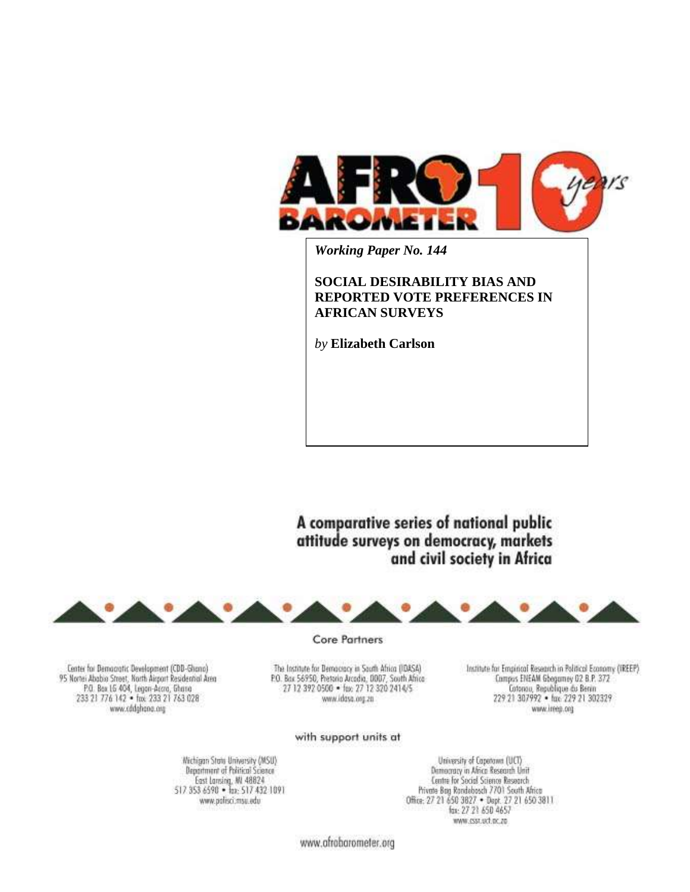*Working Paper No. 144*

**SOCIAL DESIRABILITY BIAS AND REPORTED VOTE PREFERENCES IN AFRICAN SURVEYS**

*by* **Elizabeth Carlson**

A comparative series of national public attitude surveys on democracy, markets and civil society in Africa

Core Partners

Center for Democratic Development (CDD-Ghana)
95 Nortei Ababio Street, North Airport Residential Area
P.O. Box LG 404, Legon-Accra, Ghana
233 21 776 142 • fax: 233 21 763 028
www.cddghana.org

The Institute for Democracy in South Africa (IDASA)
P.O. Box 56950, Pretoria Arcadia, 0007, South Africa
27 12 392 0500 • fax: 27 12 320 2414/5
www.idasa.org.za

Institute for Empirical Research in Political Economy (IREEP)
Campus ENEAM Gbegamey 02 B.P. 372
Cotonou, Republique du Benin
229 21 307992 • fax: 229 21 302329
www.ireep.org

with support units at

Michigan State University (MSU)
Department of Political Science
East Lansing, MI 48824
517 353 6590 • fax: 517 432 1091
www.polisci.msu.edu

University of Capetown (UCT)
Democracy in Africa Research Unit
Centre for Social Science Research
Private Bag Rondebosch 7701 South Africa
Office: 27 21 650 3827 • Dept: 27 21 650 3811
fax: 27 21 650 4657
www.cssr.uct.ac.za

www.afrobarometer.org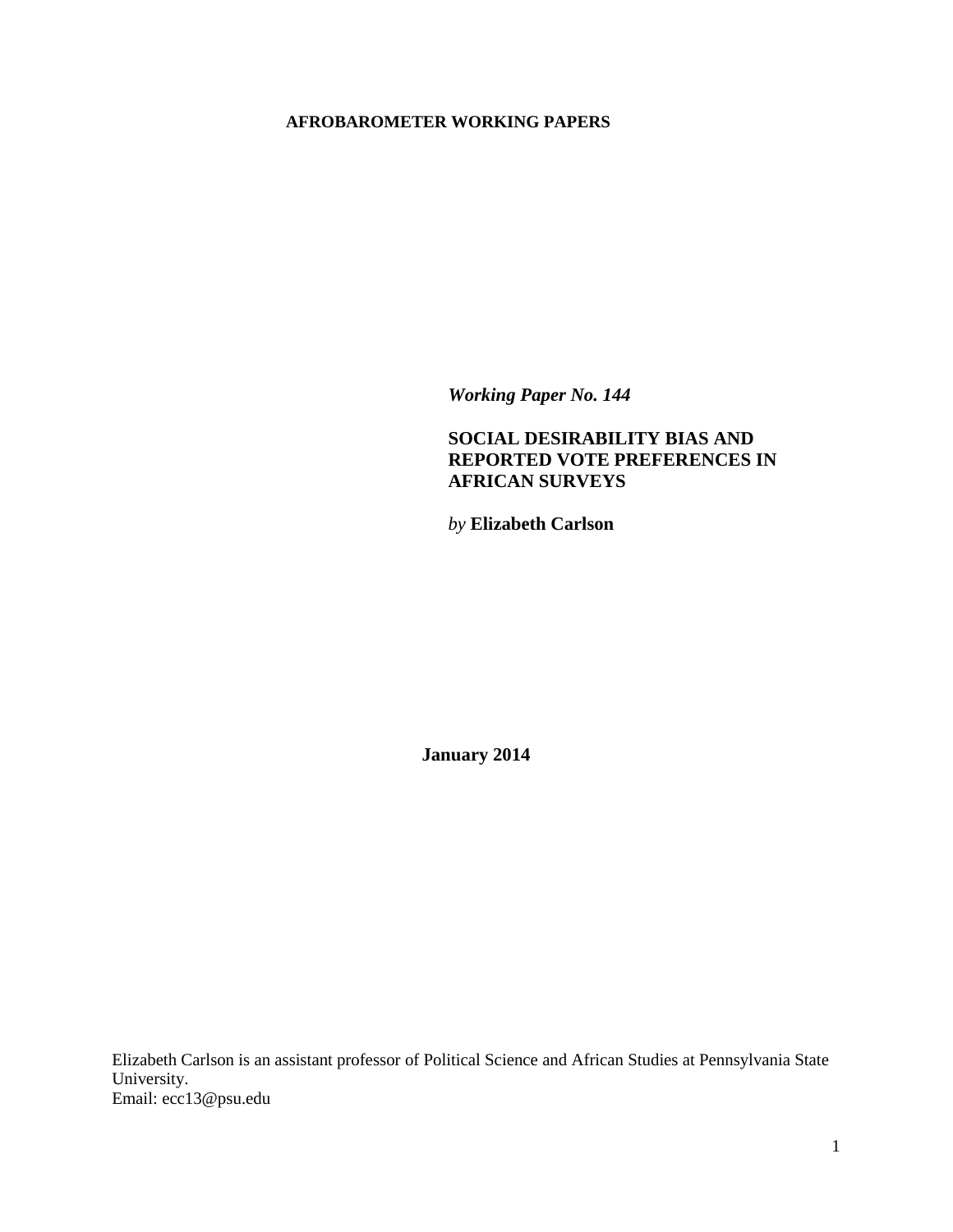**AFROBAROMETER WORKING PAPERS**

*Working Paper No. 144*

**SOCIAL DESIRABILITY BIAS AND REPORTED VOTE PREFERENCES IN AFRICAN SURVEYS**

*by* **Elizabeth Carlson**

**January 2014**

Elizabeth Carlson is an assistant professor of Political Science and African Studies at Pennsylvania State University.
Email: ecc13@psu.edu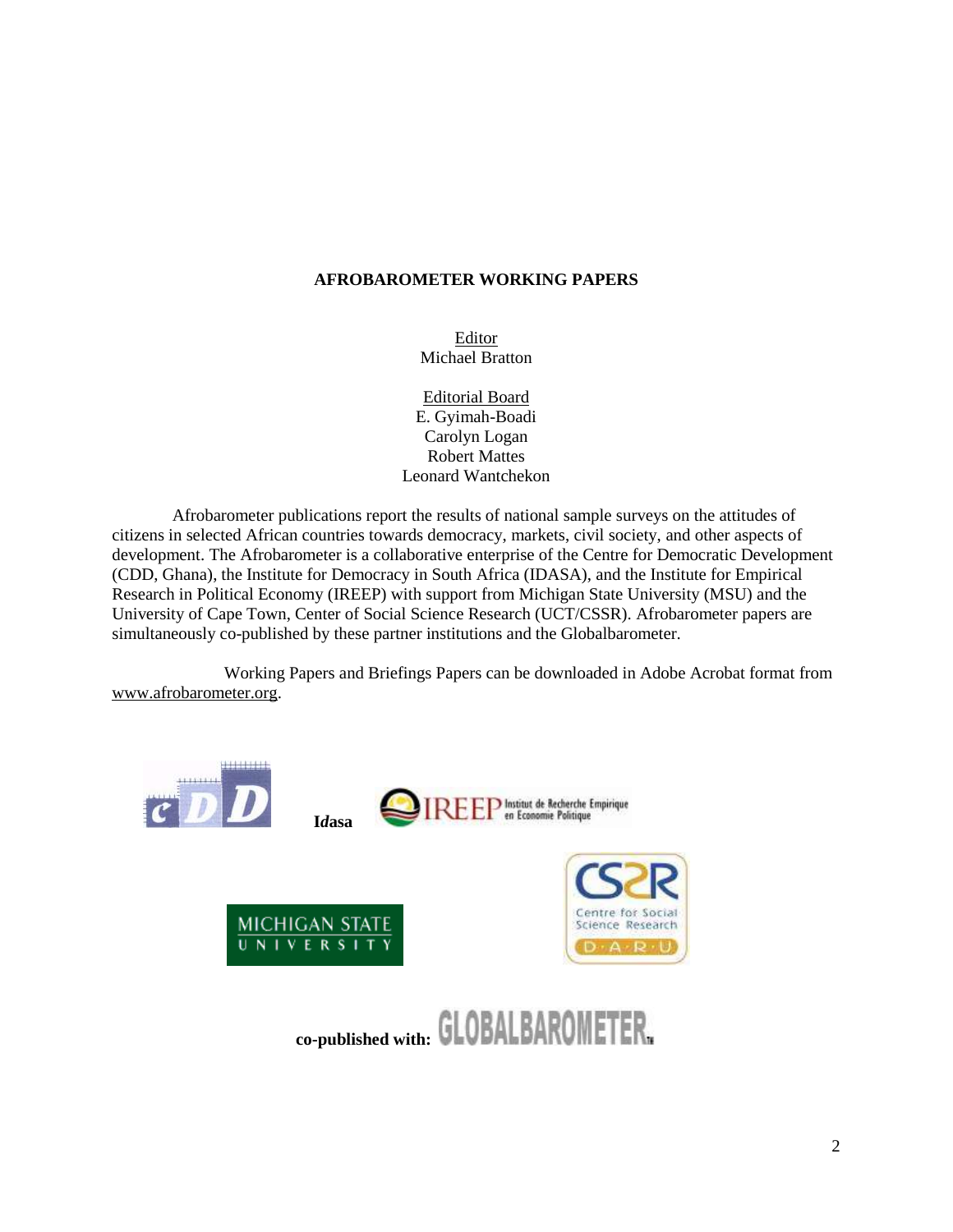**AFROBAROMETER WORKING PAPERS**

Editor
Michael Bratton

Editorial Board
E. Gyimah-Boadi
Carolyn Logan
Robert Mattes
Leonard Wantchekon

Afrobarometer publications report the results of national sample surveys on the attitudes of citizens in selected African countries towards democracy, markets, civil society, and other aspects of development. The Afrobarometer is a collaborative enterprise of the Centre for Democratic Development (CDD, Ghana), the Institute for Democracy in South Africa (IDASA), and the Institute for Empirical Research in Political Economy (IREEP) with support from Michigan State University (MSU) and the University of Cape Town, Center of Social Science Research (UCT/CSSR). Afrobarometer papers are simultaneously co-published by these partner institutions and the Globalbarometer.

Working Papers and Briefings Papers can be downloaded in Adobe Acrobat format from www.afrobarometer.org.

I*dasa*

**co-published with:**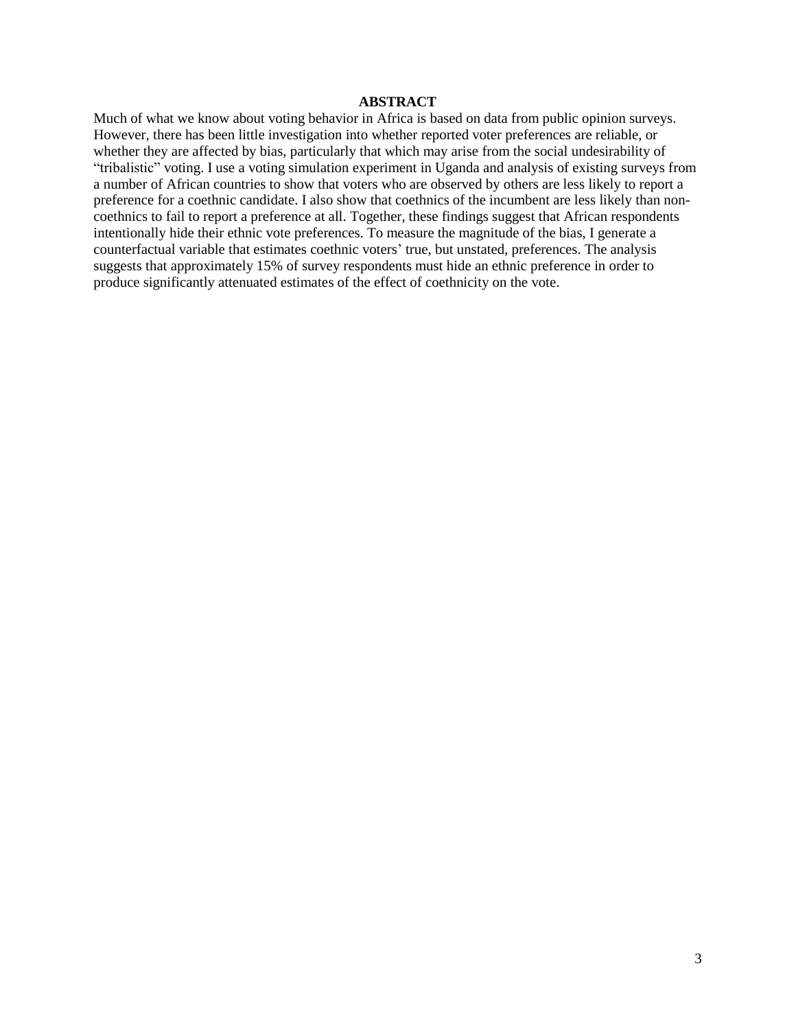## ABSTRACT

Much of what we know about voting behavior in Africa is based on data from public opinion surveys. However, there has been little investigation into whether reported voter preferences are reliable, or whether they are affected by bias, particularly that which may arise from the social undesirability of "tribalistic" voting. I use a voting simulation experiment in Uganda and analysis of existing surveys from a number of African countries to show that voters who are observed by others are less likely to report a preference for a coethnic candidate. I also show that coethnics of the incumbent are less likely than non-coethnics to fail to report a preference at all. Together, these findings suggest that African respondents intentionally hide their ethnic vote preferences. To measure the magnitude of the bias, I generate a counterfactual variable that estimates coethnic voters' true, but unstated, preferences. The analysis suggests that approximately 15% of survey respondents must hide an ethnic preference in order to produce significantly attenuated estimates of the effect of coethnicity on the vote.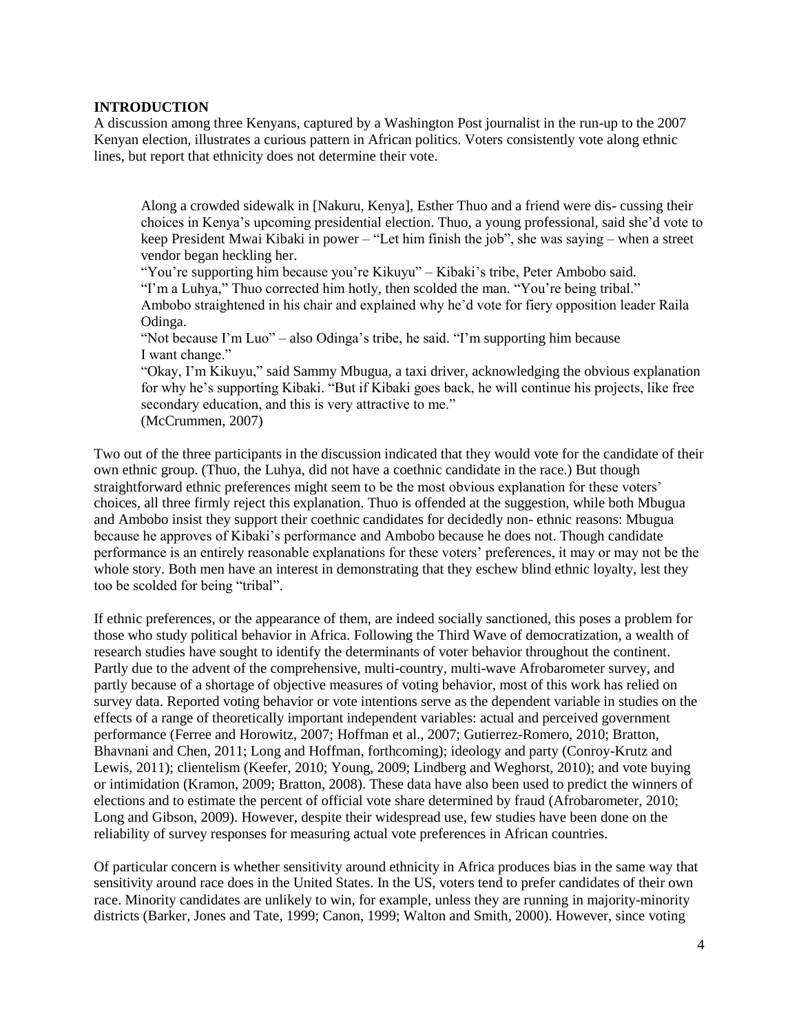## INTRODUCTION

A discussion among three Kenyans, captured by a Washington Post journalist in the run-up to the 2007 Kenyan election, illustrates a curious pattern in African politics. Voters consistently vote along ethnic lines, but report that ethnicity does not determine their vote.

> Along a crowded sidewalk in [Nakuru, Kenya], Esther Thuo and a friend were dis- cussing their choices in Kenya's upcoming presidential election. Thuo, a young professional, said she'd vote to keep President Mwai Kibaki in power – "Let him finish the job", she was saying – when a street vendor began heckling her.
>
> "You're supporting him because you're Kikuyu" – Kibaki's tribe, Peter Ambobo said.
>
> "I'm a Luhya," Thuo corrected him hotly, then scolded the man. "You're being tribal."
>
> Ambobo straightened in his chair and explained why he'd vote for fiery opposition leader Raila Odinga.
>
> "Not because I'm Luo" – also Odinga's tribe, he said. "I'm supporting him because I want change."
>
> "Okay, I'm Kikuyu," said Sammy Mbugua, a taxi driver, acknowledging the obvious explanation for why he's supporting Kibaki. "But if Kibaki goes back, he will continue his projects, like free secondary education, and this is very attractive to me."
>
> (McCrummen, 2007)

Two out of the three participants in the discussion indicated that they would vote for the candidate of their own ethnic group. (Thuo, the Luhya, did not have a coethnic candidate in the race.) But though straightforward ethnic preferences might seem to be the most obvious explanation for these voters' choices, all three firmly reject this explanation. Thuo is offended at the suggestion, while both Mbugua and Ambobo insist they support their coethnic candidates for decidedly non- ethnic reasons: Mbugua because he approves of Kibaki's performance and Ambobo because he does not. Though candidate performance is an entirely reasonable explanations for these voters' preferences, it may or may not be the whole story. Both men have an interest in demonstrating that they eschew blind ethnic loyalty, lest they too be scolded for being "tribal".

If ethnic preferences, or the appearance of them, are indeed socially sanctioned, this poses a problem for those who study political behavior in Africa. Following the Third Wave of democratization, a wealth of research studies have sought to identify the determinants of voter behavior throughout the continent. Partly due to the advent of the comprehensive, multi-country, multi-wave Afrobarometer survey, and partly because of a shortage of objective measures of voting behavior, most of this work has relied on survey data. Reported voting behavior or vote intentions serve as the dependent variable in studies on the effects of a range of theoretically important independent variables: actual and perceived government performance (Ferree and Horowitz, 2007; Hoffman et al., 2007; Gutierrez-Romero, 2010; Bratton, Bhavnani and Chen, 2011; Long and Hoffman, forthcoming); ideology and party (Conroy-Krutz and Lewis, 2011); clientelism (Keefer, 2010; Young, 2009; Lindberg and Weghorst, 2010); and vote buying or intimidation (Kramon, 2009; Bratton, 2008). These data have also been used to predict the winners of elections and to estimate the percent of official vote share determined by fraud (Afrobarometer, 2010; Long and Gibson, 2009). However, despite their widespread use, few studies have been done on the reliability of survey responses for measuring actual vote preferences in African countries.

Of particular concern is whether sensitivity around ethnicity in Africa produces bias in the same way that sensitivity around race does in the United States. In the US, voters tend to prefer candidates of their own race. Minority candidates are unlikely to win, for example, unless they are running in majority-minority districts (Barker, Jones and Tate, 1999; Canon, 1999; Walton and Smith, 2000). However, since voting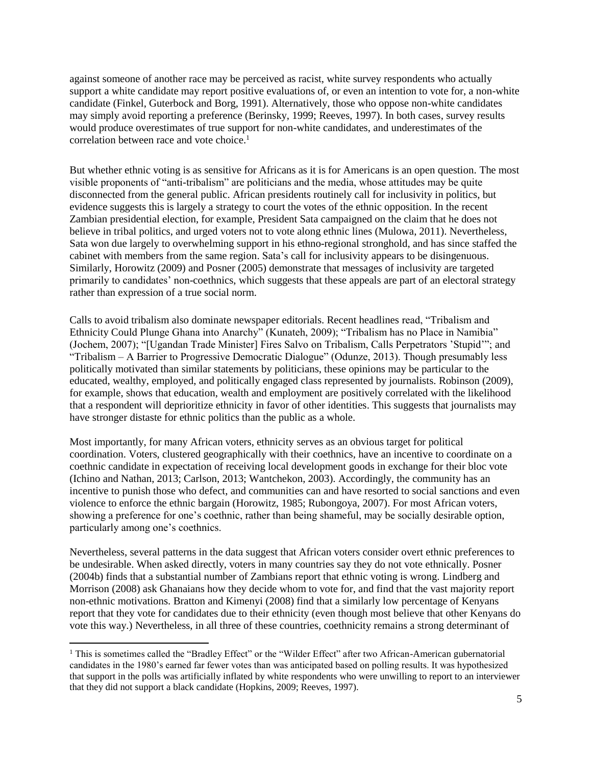against someone of another race may be perceived as racist, white survey respondents who actually support a white candidate may report positive evaluations of, or even an intention to vote for, a non-white candidate (Finkel, Guterbock and Borg, 1991). Alternatively, those who oppose non-white candidates may simply avoid reporting a preference (Berinsky, 1999; Reeves, 1997). In both cases, survey results would produce overestimates of true support for non-white candidates, and underestimates of the correlation between race and vote choice.[1]

But whether ethnic voting is as sensitive for Africans as it is for Americans is an open question. The most visible proponents of "anti-tribalism" are politicians and the media, whose attitudes may be quite disconnected from the general public. African presidents routinely call for inclusivity in politics, but evidence suggests this is largely a strategy to court the votes of the ethnic opposition. In the recent Zambian presidential election, for example, President Sata campaigned on the claim that he does not believe in tribal politics, and urged voters not to vote along ethnic lines (Mulowa, 2011). Nevertheless, Sata won due largely to overwhelming support in his ethno-regional stronghold, and has since staffed the cabinet with members from the same region. Sata's call for inclusivity appears to be disingenuous. Similarly, Horowitz (2009) and Posner (2005) demonstrate that messages of inclusivity are targeted primarily to candidates' non-coethnics, which suggests that these appeals are part of an electoral strategy rather than expression of a true social norm.

Calls to avoid tribalism also dominate newspaper editorials. Recent headlines read, "Tribalism and Ethnicity Could Plunge Ghana into Anarchy" (Kunateh, 2009); "Tribalism has no Place in Namibia" (Jochem, 2007); "[Ugandan Trade Minister] Fires Salvo on Tribalism, Calls Perpetrators 'Stupid'"; and "Tribalism – A Barrier to Progressive Democratic Dialogue" (Odunze, 2013). Though presumably less politically motivated than similar statements by politicians, these opinions may be particular to the educated, wealthy, employed, and politically engaged class represented by journalists. Robinson (2009), for example, shows that education, wealth and employment are positively correlated with the likelihood that a respondent will deprioritize ethnicity in favor of other identities. This suggests that journalists may have stronger distaste for ethnic politics than the public as a whole.

Most importantly, for many African voters, ethnicity serves as an obvious target for political coordination. Voters, clustered geographically with their coethnics, have an incentive to coordinate on a coethnic candidate in expectation of receiving local development goods in exchange for their bloc vote (Ichino and Nathan, 2013; Carlson, 2013; Wantchekon, 2003). Accordingly, the community has an incentive to punish those who defect, and communities can and have resorted to social sanctions and even violence to enforce the ethnic bargain (Horowitz, 1985; Rubongoya, 2007). For most African voters, showing a preference for one's coethnic, rather than being shameful, may be socially desirable option, particularly among one's coethnics.

Nevertheless, several patterns in the data suggest that African voters consider overt ethnic preferences to be undesirable. When asked directly, voters in many countries say they do not vote ethnically. Posner (2004b) finds that a substantial number of Zambians report that ethnic voting is wrong. Lindberg and Morrison (2008) ask Ghanaians how they decide whom to vote for, and find that the vast majority report non-ethnic motivations. Bratton and Kimenyi (2008) find that a similarly low percentage of Kenyans report that they vote for candidates due to their ethnicity (even though most believe that other Kenyans do vote this way.) Nevertheless, in all three of these countries, coethnicity remains a strong determinant of

[1] This is sometimes called the "Bradley Effect" or the "Wilder Effect" after two African-American gubernatorial candidates in the 1980's earned far fewer votes than was anticipated based on polling results. It was hypothesized that support in the polls was artificially inflated by white respondents who were unwilling to report to an interviewer that they did not support a black candidate (Hopkins, 2009; Reeves, 1997).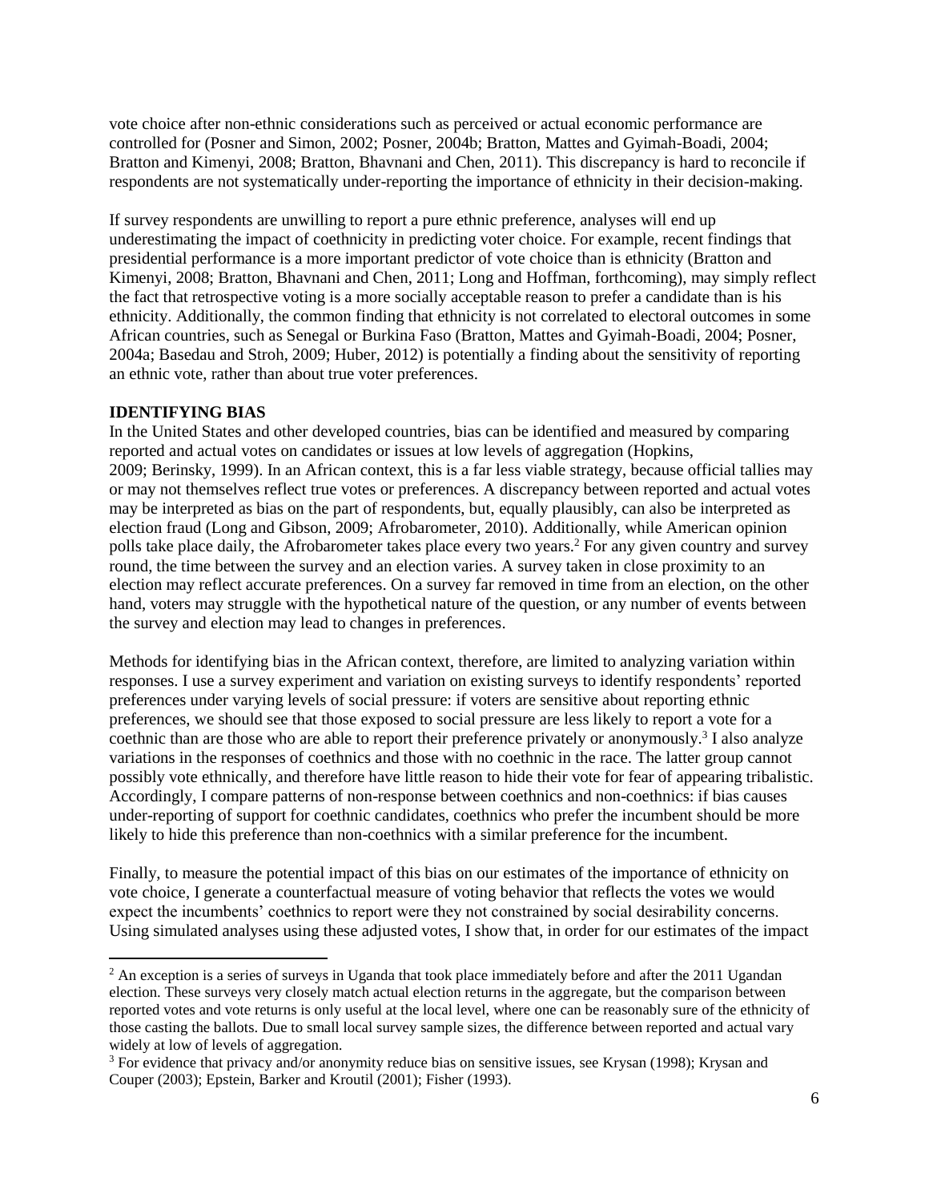vote choice after non-ethnic considerations such as perceived or actual economic performance are controlled for (Posner and Simon, 2002; Posner, 2004b; Bratton, Mattes and Gyimah-Boadi, 2004; Bratton and Kimenyi, 2008; Bratton, Bhavnani and Chen, 2011). This discrepancy is hard to reconcile if respondents are not systematically under-reporting the importance of ethnicity in their decision-making.

If survey respondents are unwilling to report a pure ethnic preference, analyses will end up underestimating the impact of coethnicity in predicting voter choice. For example, recent findings that presidential performance is a more important predictor of vote choice than is ethnicity (Bratton and Kimenyi, 2008; Bratton, Bhavnani and Chen, 2011; Long and Hoffman, forthcoming), may simply reflect the fact that retrospective voting is a more socially acceptable reason to prefer a candidate than is his ethnicity. Additionally, the common finding that ethnicity is not correlated to electoral outcomes in some African countries, such as Senegal or Burkina Faso (Bratton, Mattes and Gyimah-Boadi, 2004; Posner, 2004a; Basedau and Stroh, 2009; Huber, 2012) is potentially a finding about the sensitivity of reporting an ethnic vote, rather than about true voter preferences.

**IDENTIFYING BIAS**

In the United States and other developed countries, bias can be identified and measured by comparing reported and actual votes on candidates or issues at low levels of aggregation (Hopkins, 2009; Berinsky, 1999). In an African context, this is a far less viable strategy, because official tallies may or may not themselves reflect true votes or preferences. A discrepancy between reported and actual votes may be interpreted as bias on the part of respondents, but, equally plausibly, can also be interpreted as election fraud (Long and Gibson, 2009; Afrobarometer, 2010). Additionally, while American opinion polls take place daily, the Afrobarometer takes place every two years.[2] For any given country and survey round, the time between the survey and an election varies. A survey taken in close proximity to an election may reflect accurate preferences. On a survey far removed in time from an election, on the other hand, voters may struggle with the hypothetical nature of the question, or any number of events between the survey and election may lead to changes in preferences.

Methods for identifying bias in the African context, therefore, are limited to analyzing variation within responses. I use a survey experiment and variation on existing surveys to identify respondents' reported preferences under varying levels of social pressure: if voters are sensitive about reporting ethnic preferences, we should see that those exposed to social pressure are less likely to report a vote for a coethnic than are those who are able to report their preference privately or anonymously.[3] I also analyze variations in the responses of coethnics and those with no coethnic in the race. The latter group cannot possibly vote ethnically, and therefore have little reason to hide their vote for fear of appearing tribalistic. Accordingly, I compare patterns of non-response between coethnics and non-coethnics: if bias causes under-reporting of support for coethnic candidates, coethnics who prefer the incumbent should be more likely to hide this preference than non-coethnics with a similar preference for the incumbent.

Finally, to measure the potential impact of this bias on our estimates of the importance of ethnicity on vote choice, I generate a counterfactual measure of voting behavior that reflects the votes we would expect the incumbents' coethnics to report were they not constrained by social desirability concerns. Using simulated analyses using these adjusted votes, I show that, in order for our estimates of the impact

---

[2] An exception is a series of surveys in Uganda that took place immediately before and after the 2011 Ugandan election. These surveys very closely match actual election returns in the aggregate, but the comparison between reported votes and vote returns is only useful at the local level, where one can be reasonably sure of the ethnicity of those casting the ballots. Due to small local survey sample sizes, the difference between reported and actual vary widely at low of levels of aggregation.

[3] For evidence that privacy and/or anonymity reduce bias on sensitive issues, see Krysan (1998); Krysan and Couper (2003); Epstein, Barker and Kroutil (2001); Fisher (1993).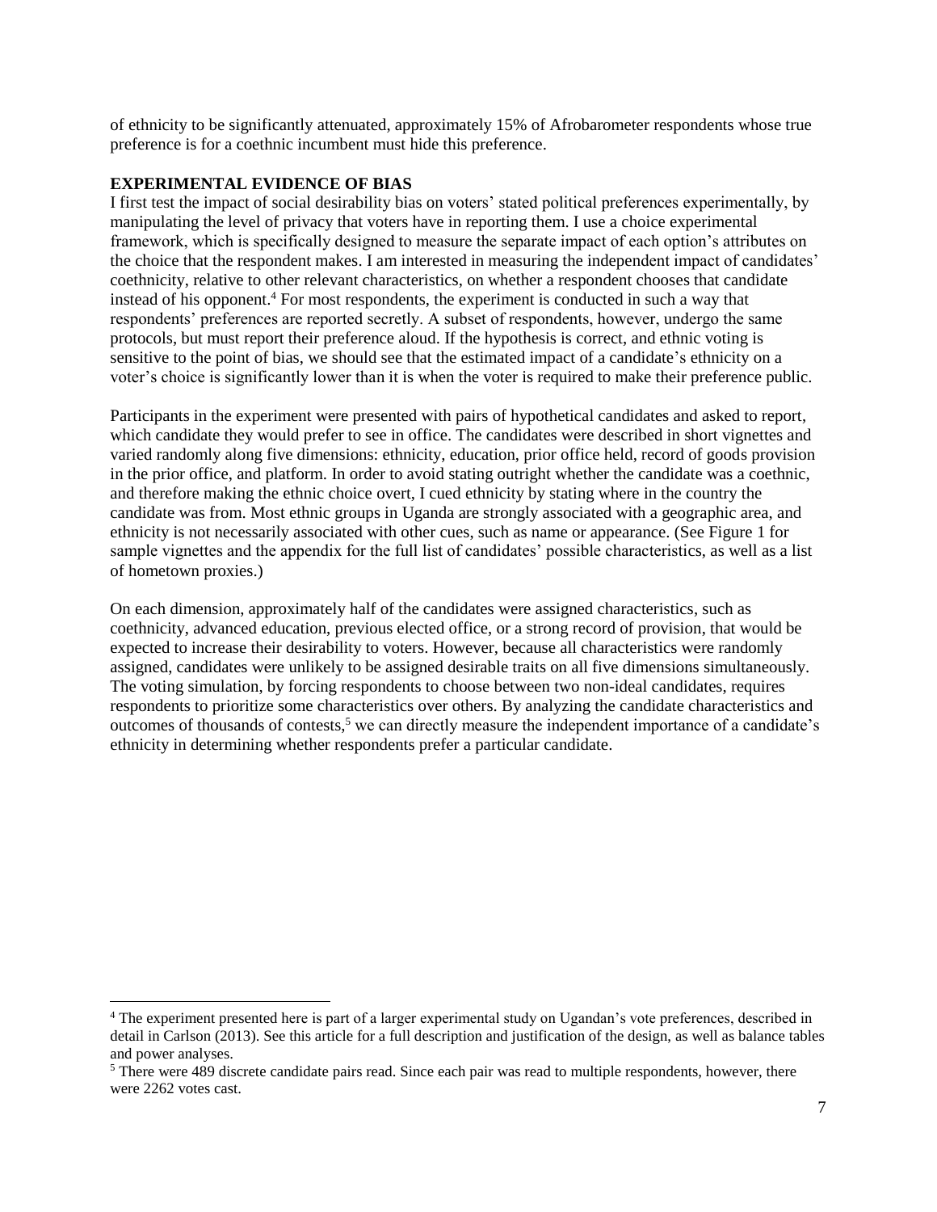of ethnicity to be significantly attenuated, approximately 15% of Afrobarometer respondents whose true preference is for a coethnic incumbent must hide this preference.

## EXPERIMENTAL EVIDENCE OF BIAS

I first test the impact of social desirability bias on voters' stated political preferences experimentally, by manipulating the level of privacy that voters have in reporting them. I use a choice experimental framework, which is specifically designed to measure the separate impact of each option's attributes on the choice that the respondent makes. I am interested in measuring the independent impact of candidates' coethnicity, relative to other relevant characteristics, on whether a respondent chooses that candidate instead of his opponent.[4] For most respondents, the experiment is conducted in such a way that respondents' preferences are reported secretly. A subset of respondents, however, undergo the same protocols, but must report their preference aloud. If the hypothesis is correct, and ethnic voting is sensitive to the point of bias, we should see that the estimated impact of a candidate's ethnicity on a voter's choice is significantly lower than it is when the voter is required to make their preference public.

Participants in the experiment were presented with pairs of hypothetical candidates and asked to report, which candidate they would prefer to see in office. The candidates were described in short vignettes and varied randomly along five dimensions: ethnicity, education, prior office held, record of goods provision in the prior office, and platform. In order to avoid stating outright whether the candidate was a coethnic, and therefore making the ethnic choice overt, I cued ethnicity by stating where in the country the candidate was from. Most ethnic groups in Uganda are strongly associated with a geographic area, and ethnicity is not necessarily associated with other cues, such as name or appearance. (See Figure 1 for sample vignettes and the appendix for the full list of candidates' possible characteristics, as well as a list of hometown proxies.)

On each dimension, approximately half of the candidates were assigned characteristics, such as coethnicity, advanced education, previous elected office, or a strong record of provision, that would be expected to increase their desirability to voters. However, because all characteristics were randomly assigned, candidates were unlikely to be assigned desirable traits on all five dimensions simultaneously. The voting simulation, by forcing respondents to choose between two non-ideal candidates, requires respondents to prioritize some characteristics over others. By analyzing the candidate characteristics and outcomes of thousands of contests,[5] we can directly measure the independent importance of a candidate's ethnicity in determining whether respondents prefer a particular candidate.

---

[4] The experiment presented here is part of a larger experimental study on Ugandan's vote preferences, described in detail in Carlson (2013). See this article for a full description and justification of the design, as well as balance tables and power analyses.

[5] There were 489 discrete candidate pairs read. Since each pair was read to multiple respondents, however, there were 2262 votes cast.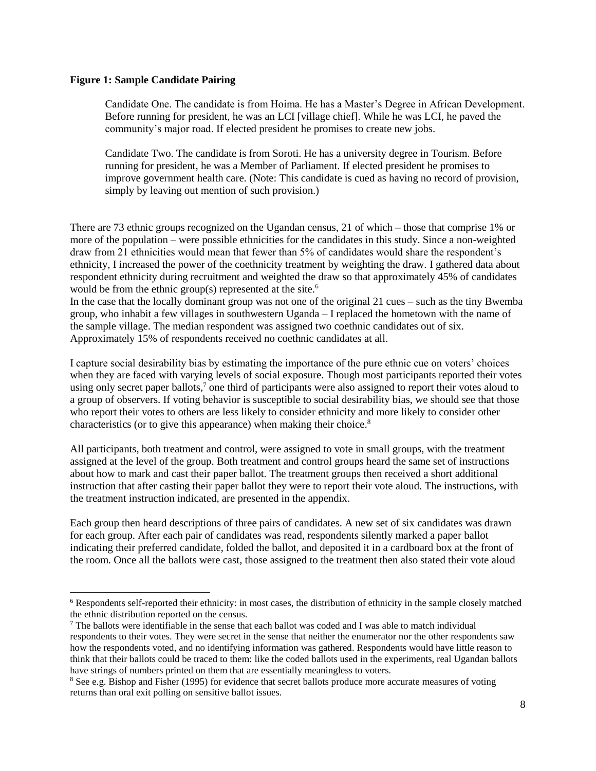**Figure 1: Sample Candidate Pairing**

> Candidate One. The candidate is from Hoima. He has a Master's Degree in African Development. Before running for president, he was an LCI [village chief]. While he was LCI, he paved the community's major road. If elected president he promises to create new jobs.
>
> Candidate Two. The candidate is from Soroti. He has a university degree in Tourism. Before running for president, he was a Member of Parliament. If elected president he promises to improve government health care. (Note: This candidate is cued as having no record of provision, simply by leaving out mention of such provision.)

There are 73 ethnic groups recognized on the Ugandan census, 21 of which – those that comprise 1% or more of the population – were possible ethnicities for the candidates in this study. Since a non-weighted draw from 21 ethnicities would mean that fewer than 5% of candidates would share the respondent's ethnicity, I increased the power of the coethnicity treatment by weighting the draw. I gathered data about respondent ethnicity during recruitment and weighted the draw so that approximately 45% of candidates would be from the ethnic group(s) represented at the site.[6]

In the case that the locally dominant group was not one of the original 21 cues – such as the tiny Bwemba group, who inhabit a few villages in southwestern Uganda – I replaced the hometown with the name of the sample village. The median respondent was assigned two coethnic candidates out of six. Approximately 15% of respondents received no coethnic candidates at all.

I capture social desirability bias by estimating the importance of the pure ethnic cue on voters' choices when they are faced with varying levels of social exposure. Though most participants reported their votes using only secret paper ballots,[7] one third of participants were also assigned to report their votes aloud to a group of observers. If voting behavior is susceptible to social desirability bias, we should see that those who report their votes to others are less likely to consider ethnicity and more likely to consider other characteristics (or to give this appearance) when making their choice.[8]

All participants, both treatment and control, were assigned to vote in small groups, with the treatment assigned at the level of the group. Both treatment and control groups heard the same set of instructions about how to mark and cast their paper ballot. The treatment groups then received a short additional instruction that after casting their paper ballot they were to report their vote aloud. The instructions, with the treatment instruction indicated, are presented in the appendix.

Each group then heard descriptions of three pairs of candidates. A new set of six candidates was drawn for each group. After each pair of candidates was read, respondents silently marked a paper ballot indicating their preferred candidate, folded the ballot, and deposited it in a cardboard box at the front of the room. Once all the ballots were cast, those assigned to the treatment then also stated their vote aloud

---

[6] Respondents self-reported their ethnicity: in most cases, the distribution of ethnicity in the sample closely matched the ethnic distribution reported on the census.

[7] The ballots were identifiable in the sense that each ballot was coded and I was able to match individual respondents to their votes. They were secret in the sense that neither the enumerator nor the other respondents saw how the respondents voted, and no identifying information was gathered. Respondents would have little reason to think that their ballots could be traced to them: like the coded ballots used in the experiments, real Ugandan ballots have strings of numbers printed on them that are essentially meaningless to voters.

[8] See e.g. Bishop and Fisher (1995) for evidence that secret ballots produce more accurate measures of voting returns than oral exit polling on sensitive ballot issues.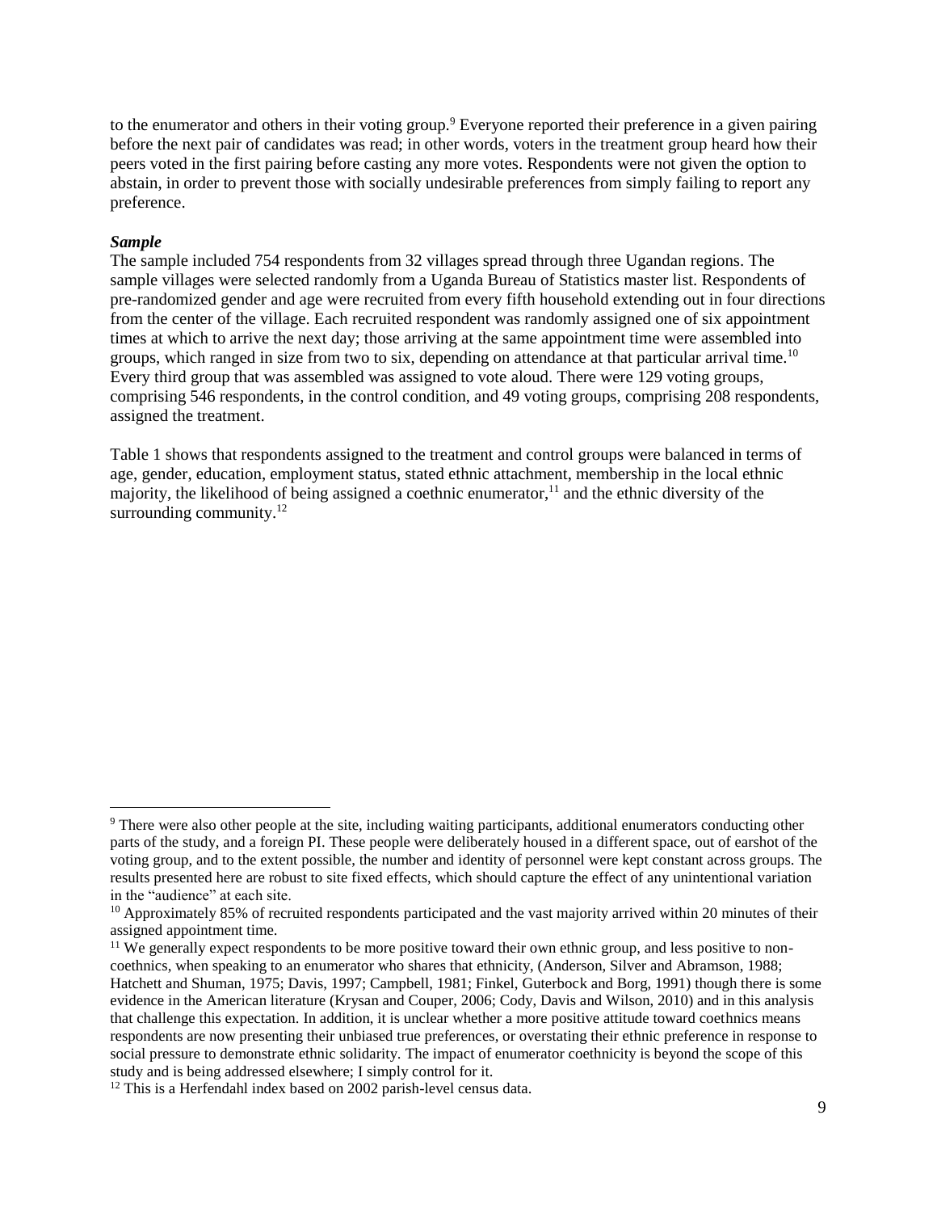to the enumerator and others in their voting group.[9] Everyone reported their preference in a given pairing before the next pair of candidates was read; in other words, voters in the treatment group heard how their peers voted in the first pairing before casting any more votes. Respondents were not given the option to abstain, in order to prevent those with socially undesirable preferences from simply failing to report any preference.

***Sample***

The sample included 754 respondents from 32 villages spread through three Ugandan regions. The sample villages were selected randomly from a Uganda Bureau of Statistics master list. Respondents of pre-randomized gender and age were recruited from every fifth household extending out in four directions from the center of the village. Each recruited respondent was randomly assigned one of six appointment times at which to arrive the next day; those arriving at the same appointment time were assembled into groups, which ranged in size from two to six, depending on attendance at that particular arrival time.[10] Every third group that was assembled was assigned to vote aloud. There were 129 voting groups, comprising 546 respondents, in the control condition, and 49 voting groups, comprising 208 respondents, assigned the treatment.

Table 1 shows that respondents assigned to the treatment and control groups were balanced in terms of age, gender, education, employment status, stated ethnic attachment, membership in the local ethnic majority, the likelihood of being assigned a coethnic enumerator,[11] and the ethnic diversity of the surrounding community.[12]

---

[9] There were also other people at the site, including waiting participants, additional enumerators conducting other parts of the study, and a foreign PI. These people were deliberately housed in a different space, out of earshot of the voting group, and to the extent possible, the number and identity of personnel were kept constant across groups. The results presented here are robust to site fixed effects, which should capture the effect of any unintentional variation in the "audience" at each site.

[10] Approximately 85% of recruited respondents participated and the vast majority arrived within 20 minutes of their assigned appointment time.

[11] We generally expect respondents to be more positive toward their own ethnic group, and less positive to non-coethnics, when speaking to an enumerator who shares that ethnicity, (Anderson, Silver and Abramson, 1988; Hatchett and Shuman, 1975; Davis, 1997; Campbell, 1981; Finkel, Guterbock and Borg, 1991) though there is some evidence in the American literature (Krysan and Couper, 2006; Cody, Davis and Wilson, 2010) and in this analysis that challenge this expectation. In addition, it is unclear whether a more positive attitude toward coethnics means respondents are now presenting their unbiased true preferences, or overstating their ethnic preference in response to social pressure to demonstrate ethnic solidarity. The impact of enumerator coethnicity is beyond the scope of this study and is being addressed elsewhere; I simply control for it.

[12] This is a Herfendahl index based on 2002 parish-level census data.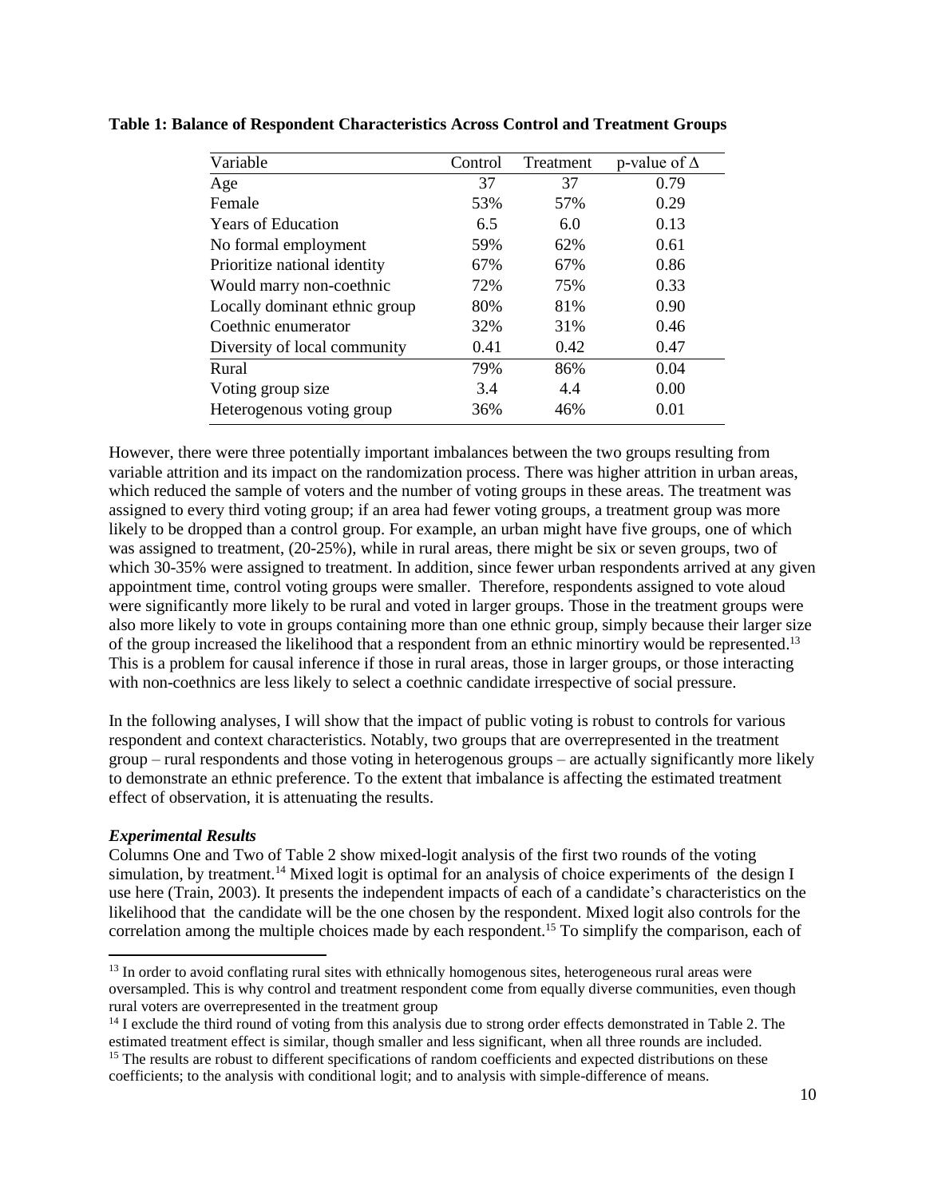**Table 1: Balance of Respondent Characteristics Across Control and Treatment Groups**

| Variable | Control | Treatment | p-value of Δ |
|---|---|---|---|
| Age | 37 | 37 | 0.79 |
| Female | 53% | 57% | 0.29 |
| Years of Education | 6.5 | 6.0 | 0.13 |
| No formal employment | 59% | 62% | 0.61 |
| Prioritize national identity | 67% | 67% | 0.86 |
| Would marry non-coethnic | 72% | 75% | 0.33 |
| Locally dominant ethnic group | 80% | 81% | 0.90 |
| Coethnic enumerator | 32% | 31% | 0.46 |
| Diversity of local community | 0.41 | 0.42 | 0.47 |
| Rural | 79% | 86% | 0.04 |
| Voting group size | 3.4 | 4.4 | 0.00 |
| Heterogenous voting group | 36% | 46% | 0.01 |

However, there were three potentially important imbalances between the two groups resulting from variable attrition and its impact on the randomization process. There was higher attrition in urban areas, which reduced the sample of voters and the number of voting groups in these areas. The treatment was assigned to every third voting group; if an area had fewer voting groups, a treatment group was more likely to be dropped than a control group. For example, an urban might have five groups, one of which was assigned to treatment, (20-25%), while in rural areas, there might be six or seven groups, two of which 30-35% were assigned to treatment. In addition, since fewer urban respondents arrived at any given appointment time, control voting groups were smaller. Therefore, respondents assigned to vote aloud were significantly more likely to be rural and voted in larger groups. Those in the treatment groups were also more likely to vote in groups containing more than one ethnic group, simply because their larger size of the group increased the likelihood that a respondent from an ethnic minortiry would be represented.[13] This is a problem for causal inference if those in rural areas, those in larger groups, or those interacting with non-coethnics are less likely to select a coethnic candidate irrespective of social pressure.

In the following analyses, I will show that the impact of public voting is robust to controls for various respondent and context characteristics. Notably, two groups that are overrepresented in the treatment group – rural respondents and those voting in heterogenous groups – are actually significantly more likely to demonstrate an ethnic preference. To the extent that imbalance is affecting the estimated treatment effect of observation, it is attenuating the results.

***Experimental Results***

Columns One and Two of Table 2 show mixed-logit analysis of the first two rounds of the voting simulation, by treatment.[14] Mixed logit is optimal for an analysis of choice experiments of the design I use here (Train, 2003). It presents the independent impacts of each of a candidate's characteristics on the likelihood that the candidate will be the one chosen by the respondent. Mixed logit also controls for the correlation among the multiple choices made by each respondent.[15] To simplify the comparison, each of

[13] In order to avoid conflating rural sites with ethnically homogenous sites, heterogeneous rural areas were oversampled. This is why control and treatment respondent come from equally diverse communities, even though rural voters are overrepresented in the treatment group

[14] I exclude the third round of voting from this analysis due to strong order effects demonstrated in Table 2. The estimated treatment effect is similar, though smaller and less significant, when all three rounds are included.

[15] The results are robust to different specifications of random coefficients and expected distributions on these coefficients; to the analysis with conditional logit; and to analysis with simple-difference of means.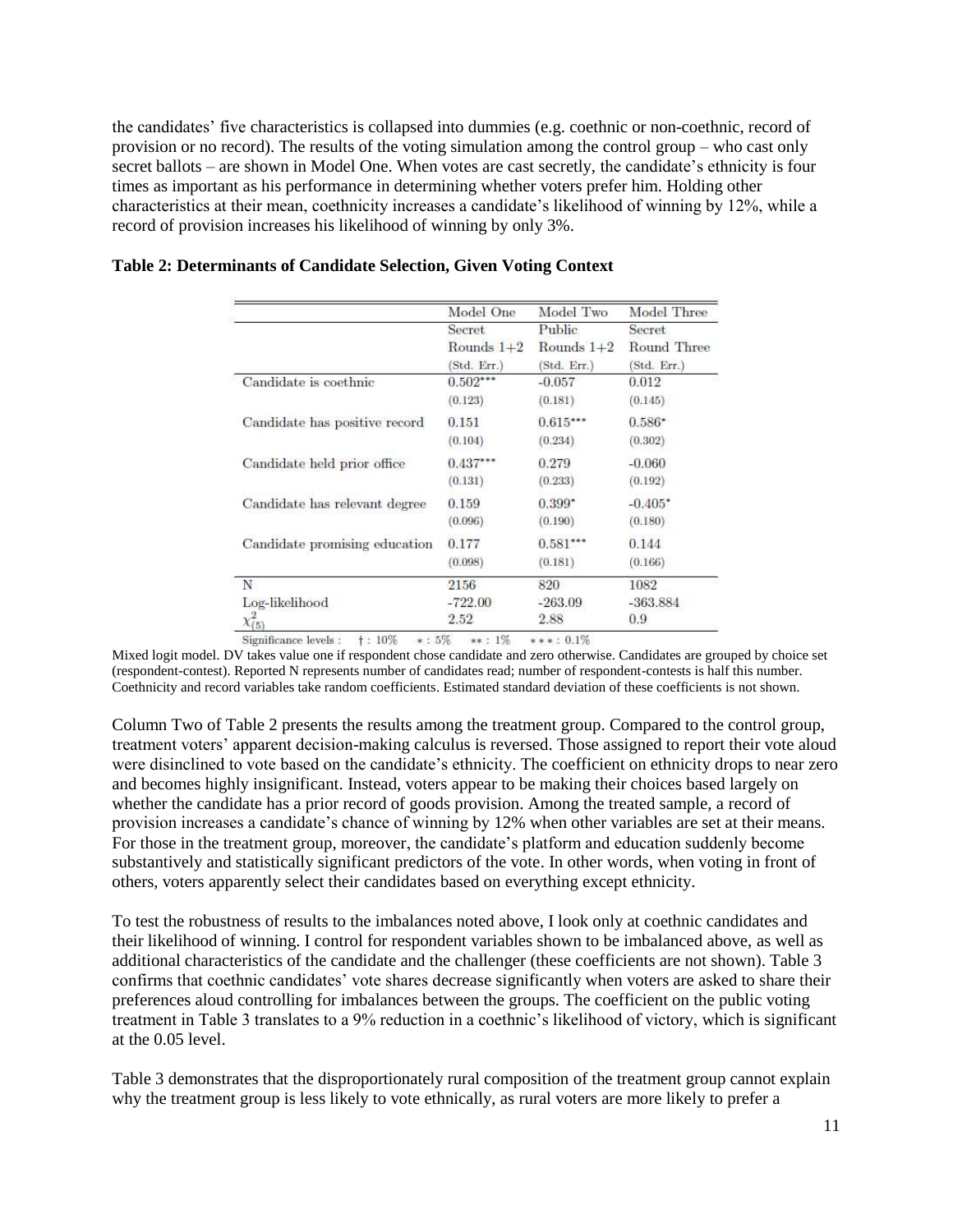the candidates' five characteristics is collapsed into dummies (e.g. coethnic or non-coethnic, record of provision or no record). The results of the voting simulation among the control group – who cast only secret ballots – are shown in Model One. When votes are cast secretly, the candidate's ethnicity is four times as important as his performance in determining whether voters prefer him. Holding other characteristics at their mean, coethnicity increases a candidate's likelihood of winning by 12%, while a record of provision increases his likelihood of winning by only 3%.

**Table 2: Determinants of Candidate Selection, Given Voting Context**

| | Model One | Model Two | Model Three |
|---|---|---|---|
| | Secret | Public | Secret |
| | Rounds 1+2 | Rounds 1+2 | Round Three |
| | (Std. Err.) | (Std. Err.) | (Std. Err.) |
| Candidate is coethnic | 0.502*** | -0.057 | 0.012 |
| | (0.123) | (0.181) | (0.145) |
| Candidate has positive record | 0.151 | 0.615*** | 0.586* |
| | (0.104) | (0.234) | (0.302) |
| Candidate held prior office | 0.437*** | 0.279 | -0.060 |
| | (0.131) | (0.233) | (0.192) |
| Candidate has relevant degree | 0.159 | 0.399* | -0.405* |
| | (0.096) | (0.190) | (0.180) |
| Candidate promising education | 0.177 | 0.581*** | 0.144 |
| | (0.098) | (0.181) | (0.166) |
| N | 2156 | 820 | 1082 |
| Log-likelihood | -722.00 | -263.09 | -363.884 |
| $\chi^2_{(5)}$ | 2.52 | 2.88 | 0.9 |

Significance levels : † : 10% * : 5% ** : 1% *** : 0.1%

Mixed logit model. DV takes value one if respondent chose candidate and zero otherwise. Candidates are grouped by choice set (respondent-contest). Reported N represents number of candidates read; number of respondent-contests is half this number. Coethnicity and record variables take random coefficients. Estimated standard deviation of these coefficients is not shown.

Column Two of Table 2 presents the results among the treatment group. Compared to the control group, treatment voters' apparent decision-making calculus is reversed. Those assigned to report their vote aloud were disinclined to vote based on the candidate's ethnicity. The coefficient on ethnicity drops to near zero and becomes highly insignificant. Instead, voters appear to be making their choices based largely on whether the candidate has a prior record of goods provision. Among the treated sample, a record of provision increases a candidate's chance of winning by 12% when other variables are set at their means. For those in the treatment group, moreover, the candidate's platform and education suddenly become substantively and statistically significant predictors of the vote. In other words, when voting in front of others, voters apparently select their candidates based on everything except ethnicity.

To test the robustness of results to the imbalances noted above, I look only at coethnic candidates and their likelihood of winning. I control for respondent variables shown to be imbalanced above, as well as additional characteristics of the candidate and the challenger (these coefficients are not shown). Table 3 confirms that coethnic candidates' vote shares decrease significantly when voters are asked to share their preferences aloud controlling for imbalances between the groups. The coefficient on the public voting treatment in Table 3 translates to a 9% reduction in a coethnic's likelihood of victory, which is significant at the 0.05 level.

Table 3 demonstrates that the disproportionately rural composition of the treatment group cannot explain why the treatment group is less likely to vote ethnically, as rural voters are more likely to prefer a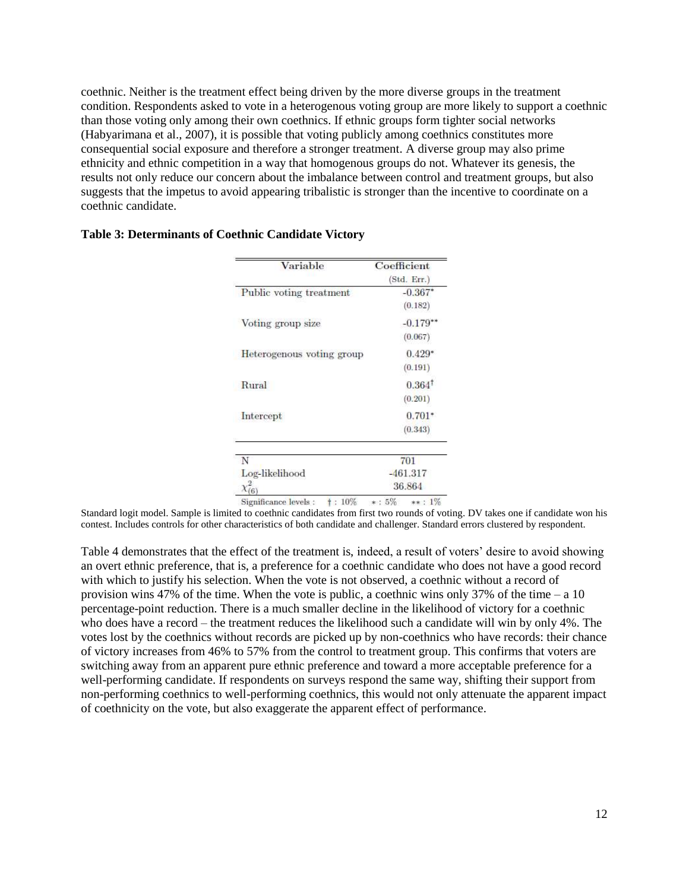coethnic. Neither is the treatment effect being driven by the more diverse groups in the treatment condition. Respondents asked to vote in a heterogenous voting group are more likely to support a coethnic than those voting only among their own coethnics. If ethnic groups form tighter social networks (Habyarimana et al., 2007), it is possible that voting publicly among coethnics constitutes more consequential social exposure and therefore a stronger treatment. A diverse group may also prime ethnicity and ethnic competition in a way that homogenous groups do not. Whatever its genesis, the results not only reduce our concern about the imbalance between control and treatment groups, but also suggests that the impetus to avoid appearing tribalistic is stronger than the incentive to coordinate on a coethnic candidate.

**Table 3: Determinants of Coethnic Candidate Victory**

| Variable | Coefficient (Std. Err.) |
|---|---|
| Public voting treatment | -0.367* |
| | (0.182) |
| Voting group size | -0.179** |
| | (0.067) |
| Heterogenous voting group | 0.429* |
| | (0.191) |
| Rural | 0.364† |
| | (0.201) |
| Intercept | 0.701* |
| | (0.343) |
| N | 701 |
| Log-likelihood | -461.317 |
| $\chi^2_{(6)}$ | 36.864 |

Significance levels : † : 10% * : 5% ** : 1%

Standard logit model. Sample is limited to coethnic candidates from first two rounds of voting. DV takes one if candidate won his contest. Includes controls for other characteristics of both candidate and challenger. Standard errors clustered by respondent.

Table 4 demonstrates that the effect of the treatment is, indeed, a result of voters' desire to avoid showing an overt ethnic preference, that is, a preference for a coethnic candidate who does not have a good record with which to justify his selection. When the vote is not observed, a coethnic without a record of provision wins 47% of the time. When the vote is public, a coethnic wins only 37% of the time – a 10 percentage-point reduction. There is a much smaller decline in the likelihood of victory for a coethnic who does have a record – the treatment reduces the likelihood such a candidate will win by only 4%. The votes lost by the coethnics without records are picked up by non-coethnics who have records: their chance of victory increases from 46% to 57% from the control to treatment group. This confirms that voters are switching away from an apparent pure ethnic preference and toward a more acceptable preference for a well-performing candidate. If respondents on surveys respond the same way, shifting their support from non-performing coethnics to well-performing coethnics, this would not only attenuate the apparent impact of coethnicity on the vote, but also exaggerate the apparent effect of performance.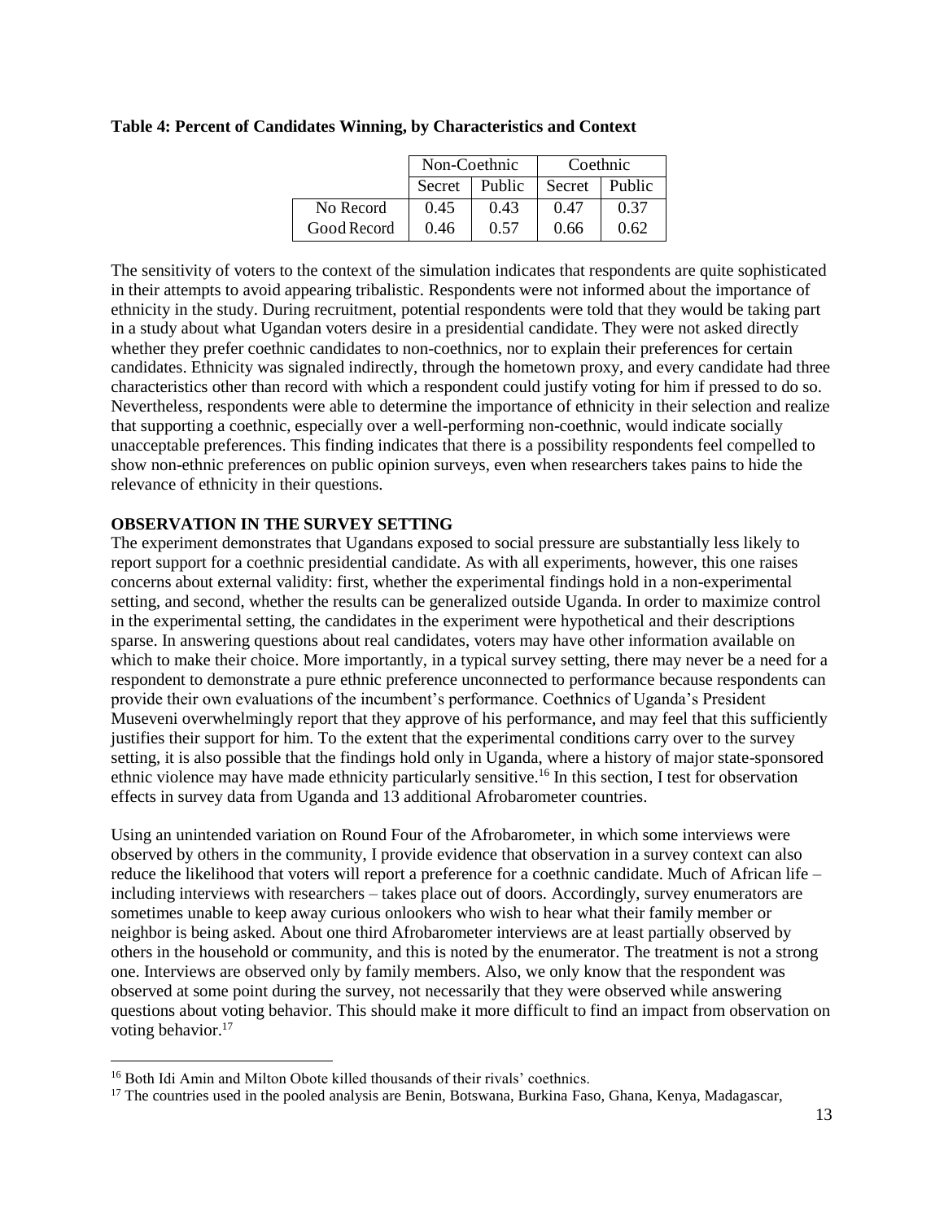**Table 4: Percent of Candidates Winning, by Characteristics and Context**

| | Non-Coethnic | | Coethnic | |
|---|---|---|---|---|
| | Secret | Public | Secret | Public |
| No Record | 0.45 | 0.43 | 0.47 | 0.37 |
| Good Record | 0.46 | 0.57 | 0.66 | 0.62 |

The sensitivity of voters to the context of the simulation indicates that respondents are quite sophisticated in their attempts to avoid appearing tribalistic. Respondents were not informed about the importance of ethnicity in the study. During recruitment, potential respondents were told that they would be taking part in a study about what Ugandan voters desire in a presidential candidate. They were not asked directly whether they prefer coethnic candidates to non-coethnics, nor to explain their preferences for certain candidates. Ethnicity was signaled indirectly, through the hometown proxy, and every candidate had three characteristics other than record with which a respondent could justify voting for him if pressed to do so. Nevertheless, respondents were able to determine the importance of ethnicity in their selection and realize that supporting a coethnic, especially over a well-performing non-coethnic, would indicate socially unacceptable preferences. This finding indicates that there is a possibility respondents feel compelled to show non-ethnic preferences on public opinion surveys, even when researchers takes pains to hide the relevance of ethnicity in their questions.

**OBSERVATION IN THE SURVEY SETTING**

The experiment demonstrates that Ugandans exposed to social pressure are substantially less likely to report support for a coethnic presidential candidate. As with all experiments, however, this one raises concerns about external validity: first, whether the experimental findings hold in a non-experimental setting, and second, whether the results can be generalized outside Uganda. In order to maximize control in the experimental setting, the candidates in the experiment were hypothetical and their descriptions sparse. In answering questions about real candidates, voters may have other information available on which to make their choice. More importantly, in a typical survey setting, there may never be a need for a respondent to demonstrate a pure ethnic preference unconnected to performance because respondents can provide their own evaluations of the incumbent's performance. Coethnics of Uganda's President Museveni overwhelmingly report that they approve of his performance, and may feel that this sufficiently justifies their support for him. To the extent that the experimental conditions carry over to the survey setting, it is also possible that the findings hold only in Uganda, where a history of major state-sponsored ethnic violence may have made ethnicity particularly sensitive.[16] In this section, I test for observation effects in survey data from Uganda and 13 additional Afrobarometer countries.

Using an unintended variation on Round Four of the Afrobarometer, in which some interviews were observed by others in the community, I provide evidence that observation in a survey context can also reduce the likelihood that voters will report a preference for a coethnic candidate. Much of African life – including interviews with researchers – takes place out of doors. Accordingly, survey enumerators are sometimes unable to keep away curious onlookers who wish to hear what their family member or neighbor is being asked. About one third Afrobarometer interviews are at least partially observed by others in the household or community, and this is noted by the enumerator. The treatment is not a strong one. Interviews are observed only by family members. Also, we only know that the respondent was observed at some point during the survey, not necessarily that they were observed while answering questions about voting behavior. This should make it more difficult to find an impact from observation on voting behavior.[17]

[16] Both Idi Amin and Milton Obote killed thousands of their rivals' coethnics.

[17] The countries used in the pooled analysis are Benin, Botswana, Burkina Faso, Ghana, Kenya, Madagascar,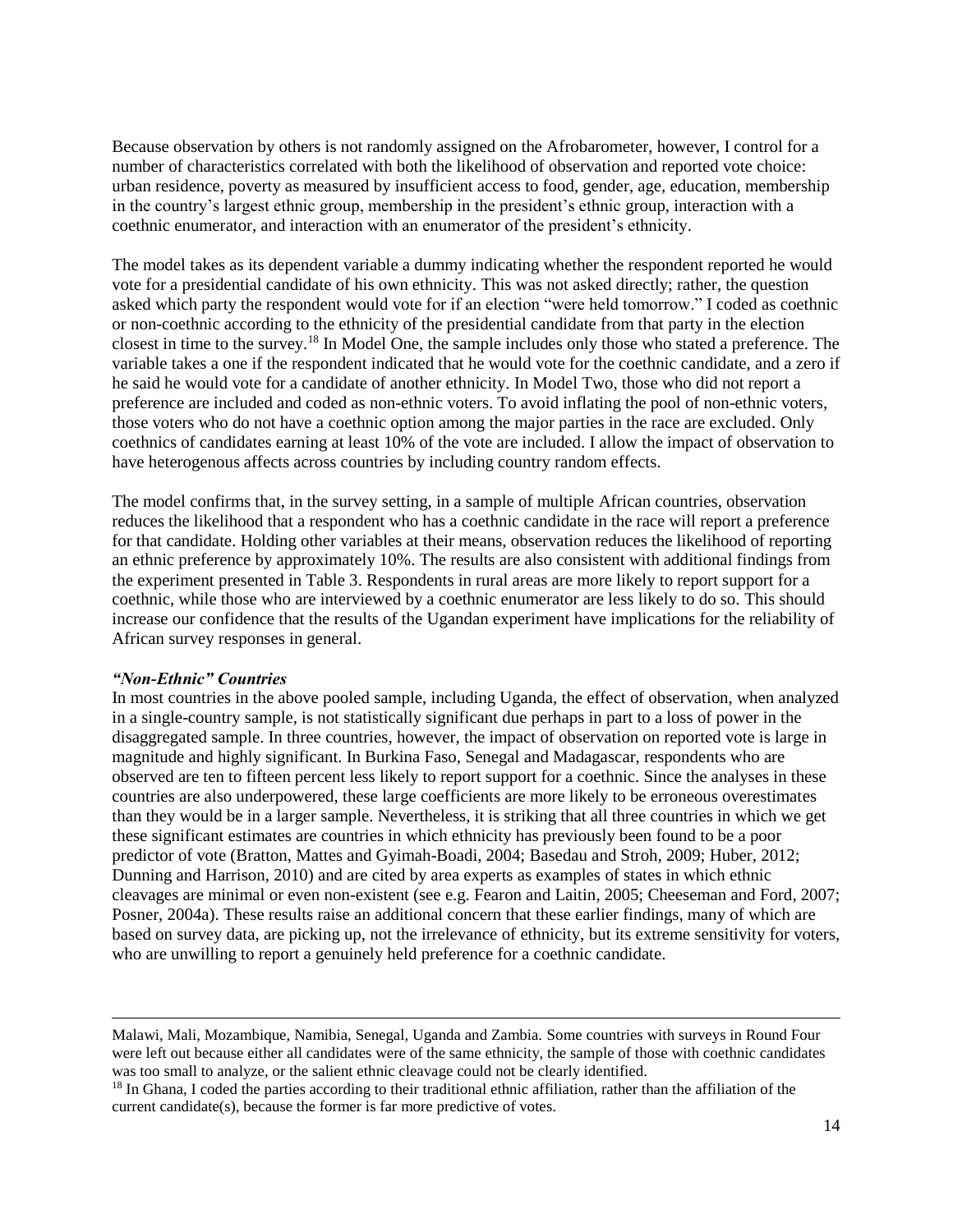Because observation by others is not randomly assigned on the Afrobarometer, however, I control for a number of characteristics correlated with both the likelihood of observation and reported vote choice: urban residence, poverty as measured by insufficient access to food, gender, age, education, membership in the country's largest ethnic group, membership in the president's ethnic group, interaction with a coethnic enumerator, and interaction with an enumerator of the president's ethnicity.

The model takes as its dependent variable a dummy indicating whether the respondent reported he would vote for a presidential candidate of his own ethnicity. This was not asked directly; rather, the question asked which party the respondent would vote for if an election "were held tomorrow." I coded as coethnic or non-coethnic according to the ethnicity of the presidential candidate from that party in the election closest in time to the survey.[18] In Model One, the sample includes only those who stated a preference. The variable takes a one if the respondent indicated that he would vote for the coethnic candidate, and a zero if he said he would vote for a candidate of another ethnicity. In Model Two, those who did not report a preference are included and coded as non-ethnic voters. To avoid inflating the pool of non-ethnic voters, those voters who do not have a coethnic option among the major parties in the race are excluded. Only coethnics of candidates earning at least 10% of the vote are included. I allow the impact of observation to have heterogenous affects across countries by including country random effects.

The model confirms that, in the survey setting, in a sample of multiple African countries, observation reduces the likelihood that a respondent who has a coethnic candidate in the race will report a preference for that candidate. Holding other variables at their means, observation reduces the likelihood of reporting an ethnic preference by approximately 10%. The results are also consistent with additional findings from the experiment presented in Table 3. Respondents in rural areas are more likely to report support for a coethnic, while those who are interviewed by a coethnic enumerator are less likely to do so. This should increase our confidence that the results of the Ugandan experiment have implications for the reliability of African survey responses in general.

### ***"Non-Ethnic" Countries***

In most countries in the above pooled sample, including Uganda, the effect of observation, when analyzed in a single-country sample, is not statistically significant due perhaps in part to a loss of power in the disaggregated sample. In three countries, however, the impact of observation on reported vote is large in magnitude and highly significant. In Burkina Faso, Senegal and Madagascar, respondents who are observed are ten to fifteen percent less likely to report support for a coethnic. Since the analyses in these countries are also underpowered, these large coefficients are more likely to be erroneous overestimates than they would be in a larger sample. Nevertheless, it is striking that all three countries in which we get these significant estimates are countries in which ethnicity has previously been found to be a poor predictor of vote (Bratton, Mattes and Gyimah-Boadi, 2004; Basedau and Stroh, 2009; Huber, 2012; Dunning and Harrison, 2010) and are cited by area experts as examples of states in which ethnic cleavages are minimal or even non-existent (see e.g. Fearon and Laitin, 2005; Cheeseman and Ford, 2007; Posner, 2004a). These results raise an additional concern that these earlier findings, many of which are based on survey data, are picking up, not the irrelevance of ethnicity, but its extreme sensitivity for voters, who are unwilling to report a genuinely held preference for a coethnic candidate.

---

Malawi, Mali, Mozambique, Namibia, Senegal, Uganda and Zambia. Some countries with surveys in Round Four were left out because either all candidates were of the same ethnicity, the sample of those with coethnic candidates was too small to analyze, or the salient ethnic cleavage could not be clearly identified.

[18] In Ghana, I coded the parties according to their traditional ethnic affiliation, rather than the affiliation of the current candidate(s), because the former is far more predictive of votes.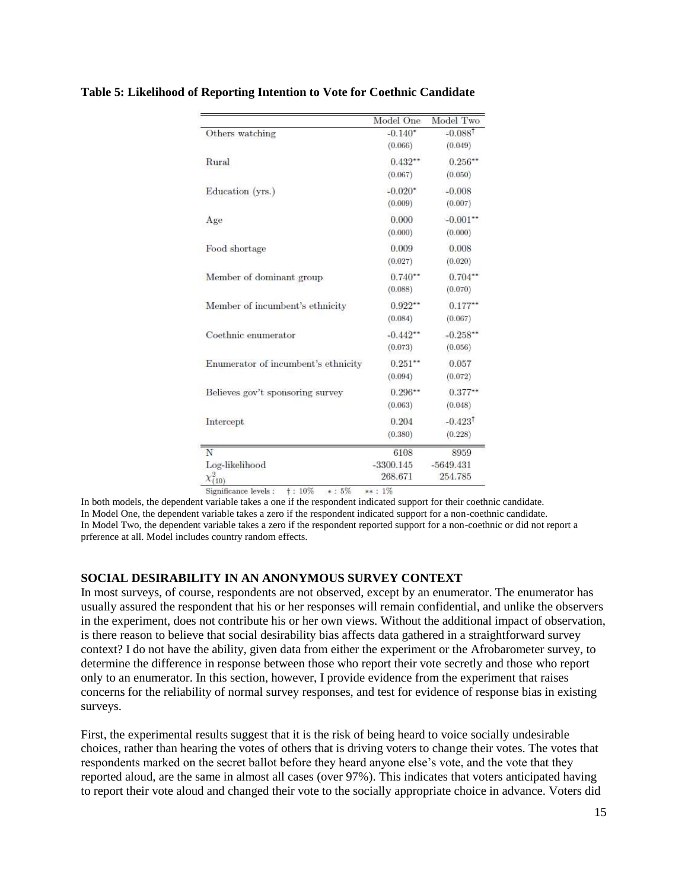**Table 5: Likelihood of Reporting Intention to Vote for Coethnic Candidate**

| | Model One | Model Two |
|---|---|---|
| Others watching | -0.140* | -0.088† |
| | (0.066) | (0.049) |
| Rural | 0.432** | 0.256** |
| | (0.067) | (0.050) |
| Education (yrs.) | -0.020* | -0.008 |
| | (0.009) | (0.007) |
| Age | 0.000 | -0.001** |
| | (0.000) | (0.000) |
| Food shortage | 0.009 | 0.008 |
| | (0.027) | (0.020) |
| Member of dominant group | 0.740** | 0.704** |
| | (0.088) | (0.070) |
| Member of incumbent's ethnicity | 0.922** | 0.177** |
| | (0.084) | (0.067) |
| Coethnic enumerator | -0.442** | -0.258** |
| | (0.073) | (0.056) |
| Enumerator of incumbent's ethnicity | 0.251** | 0.057 |
| | (0.094) | (0.072) |
| Believes gov't sponsoring survey | 0.296** | 0.377** |
| | (0.063) | (0.048) |
| Intercept | 0.204 | -0.423† |
| | (0.380) | (0.228) |
| N | 6108 | 8959 |
| Log-likelihood | -3300.145 | -5649.431 |
| $\chi^2_{(10)}$ | 268.671 | 254.785 |

Significance levels : † : 10% * : 5% ** : 1%

In both models, the dependent variable takes a one if the respondent indicated support for their coethnic candidate.
In Model One, the dependent variable takes a zero if the respondent indicated support for a non-coethnic candidate.
In Model Two, the dependent variable takes a zero if the respondent reported support for a non-coethnic or did not report a prference at all. Model includes country random effects.

## SOCIAL DESIRABILITY IN AN ANONYMOUS SURVEY CONTEXT

In most surveys, of course, respondents are not observed, except by an enumerator. The enumerator has usually assured the respondent that his or her responses will remain confidential, and unlike the observers in the experiment, does not contribute his or her own views. Without the additional impact of observation, is there reason to believe that social desirability bias affects data gathered in a straightforward survey context? I do not have the ability, given data from either the experiment or the Afrobarometer survey, to determine the difference in response between those who report their vote secretly and those who report only to an enumerator. In this section, however, I provide evidence from the experiment that raises concerns for the reliability of normal survey responses, and test for evidence of response bias in existing surveys.

First, the experimental results suggest that it is the risk of being heard to voice socially undesirable choices, rather than hearing the votes of others that is driving voters to change their votes. The votes that respondents marked on the secret ballot before they heard anyone else's vote, and the vote that they reported aloud, are the same in almost all cases (over 97%). This indicates that voters anticipated having to report their vote aloud and changed their vote to the socially appropriate choice in advance. Voters did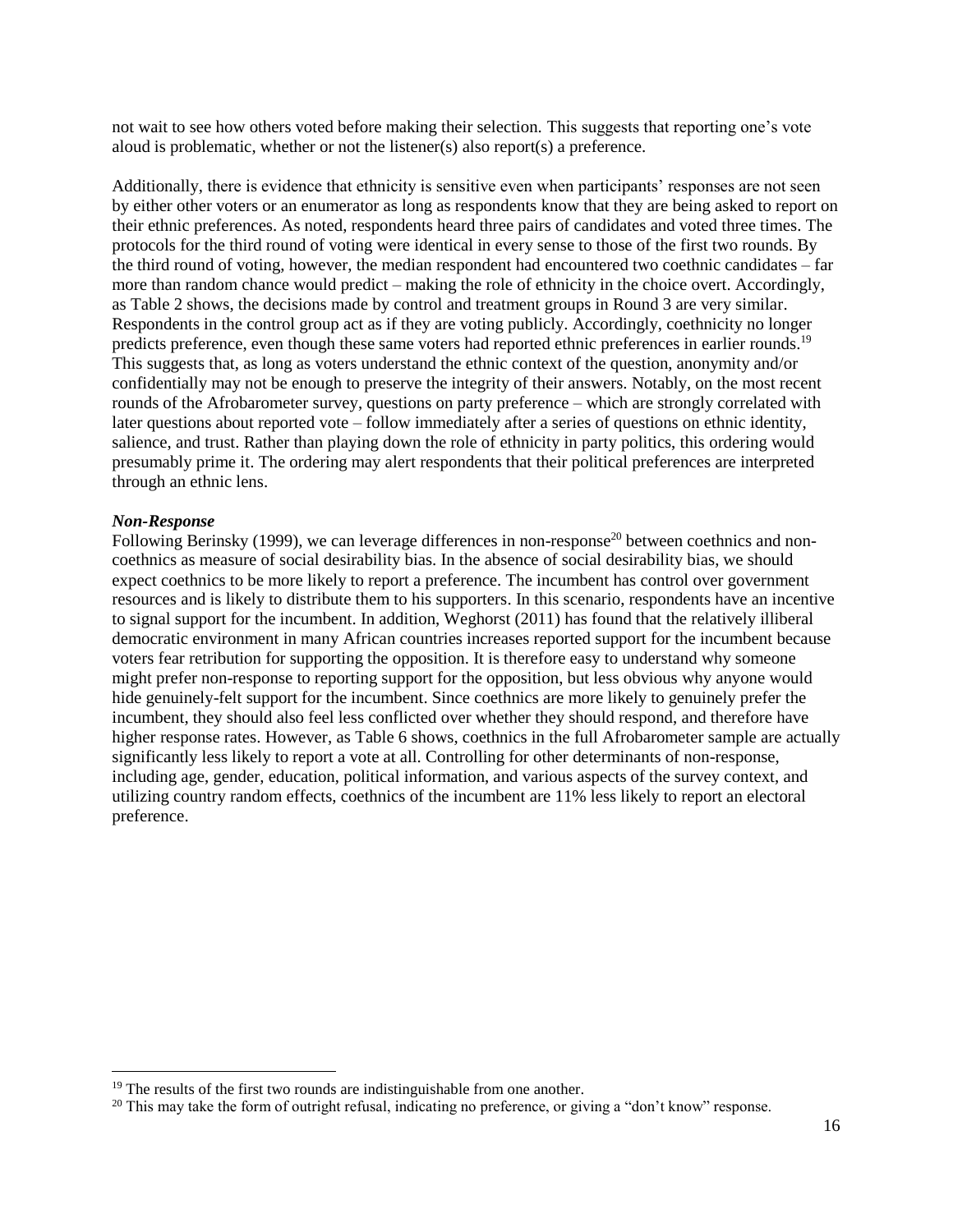not wait to see how others voted before making their selection. This suggests that reporting one's vote aloud is problematic, whether or not the listener(s) also report(s) a preference.

Additionally, there is evidence that ethnicity is sensitive even when participants' responses are not seen by either other voters or an enumerator as long as respondents know that they are being asked to report on their ethnic preferences. As noted, respondents heard three pairs of candidates and voted three times. The protocols for the third round of voting were identical in every sense to those of the first two rounds. By the third round of voting, however, the median respondent had encountered two coethnic candidates – far more than random chance would predict – making the role of ethnicity in the choice overt. Accordingly, as Table 2 shows, the decisions made by control and treatment groups in Round 3 are very similar. Respondents in the control group act as if they are voting publicly. Accordingly, coethnicity no longer predicts preference, even though these same voters had reported ethnic preferences in earlier rounds.[19] This suggests that, as long as voters understand the ethnic context of the question, anonymity and/or confidentially may not be enough to preserve the integrity of their answers. Notably, on the most recent rounds of the Afrobarometer survey, questions on party preference – which are strongly correlated with later questions about reported vote – follow immediately after a series of questions on ethnic identity, salience, and trust. Rather than playing down the role of ethnicity in party politics, this ordering would presumably prime it. The ordering may alert respondents that their political preferences are interpreted through an ethnic lens.

***Non-Response***

Following Berinsky (1999), we can leverage differences in non-response[20] between coethnics and non-coethnics as measure of social desirability bias. In the absence of social desirability bias, we should expect coethnics to be more likely to report a preference. The incumbent has control over government resources and is likely to distribute them to his supporters. In this scenario, respondents have an incentive to signal support for the incumbent. In addition, Weghorst (2011) has found that the relatively illiberal democratic environment in many African countries increases reported support for the incumbent because voters fear retribution for supporting the opposition. It is therefore easy to understand why someone might prefer non-response to reporting support for the opposition, but less obvious why anyone would hide genuinely-felt support for the incumbent. Since coethnics are more likely to genuinely prefer the incumbent, they should also feel less conflicted over whether they should respond, and therefore have higher response rates. However, as Table 6 shows, coethnics in the full Afrobarometer sample are actually significantly less likely to report a vote at all. Controlling for other determinants of non-response, including age, gender, education, political information, and various aspects of the survey context, and utilizing country random effects, coethnics of the incumbent are 11% less likely to report an electoral preference.

---

[19] The results of the first two rounds are indistinguishable from one another.

[20] This may take the form of outright refusal, indicating no preference, or giving a "don't know" response.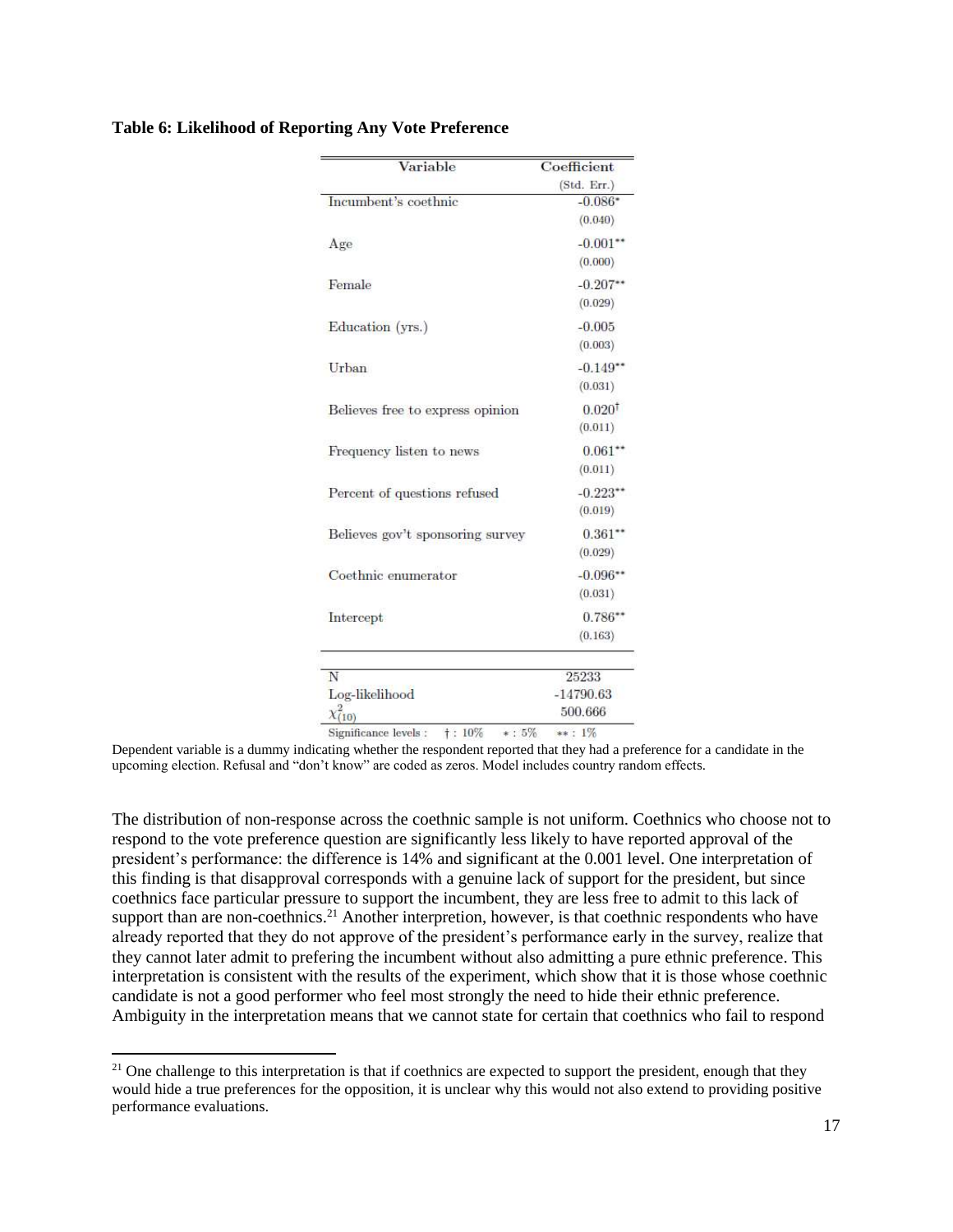**Table 6: Likelihood of Reporting Any Vote Preference**

| Variable | Coefficient (Std. Err.) |
|---|---|
| Incumbent's coethnic | -0.086* |
| | (0.040) |
| Age | -0.001** |
| | (0.000) |
| Female | -0.207** |
| | (0.029) |
| Education (yrs.) | -0.005 |
| | (0.003) |
| Urban | -0.149** |
| | (0.031) |
| Believes free to express opinion | 0.020† |
| | (0.011) |
| Frequency listen to news | 0.061** |
| | (0.011) |
| Percent of questions refused | -0.223** |
| | (0.019) |
| Believes gov't sponsoring survey | 0.361** |
| | (0.029) |
| Coethnic enumerator | -0.096** |
| | (0.031) |
| Intercept | 0.786** |
| | (0.163) |
| N | 25233 |
| Log-likelihood | -14790.63 |
| $\chi^2_{(10)}$ | 500.666 |

Significance levels : † : 10% * : 5% ** : 1%

Dependent variable is a dummy indicating whether the respondent reported that they had a preference for a candidate in the upcoming election. Refusal and "don't know" are coded as zeros. Model includes country random effects.

The distribution of non-response across the coethnic sample is not uniform. Coethnics who choose not to respond to the vote preference question are significantly less likely to have reported approval of the president's performance: the difference is 14% and significant at the 0.001 level. One interpretation of this finding is that disapproval corresponds with a genuine lack of support for the president, but since coethnics face particular pressure to support the incumbent, they are less free to admit to this lack of support than are non-coethnics.[21] Another interpretion, however, is that coethnic respondents who have already reported that they do not approve of the president's performance early in the survey, realize that they cannot later admit to prefering the incumbent without also admitting a pure ethnic preference. This interpretation is consistent with the results of the experiment, which show that it is those whose coethnic candidate is not a good performer who feel most strongly the need to hide their ethnic preference. Ambiguity in the interpretation means that we cannot state for certain that coethnics who fail to respond

[21] One challenge to this interpretation is that if coethnics are expected to support the president, enough that they would hide a true preferences for the opposition, it is unclear why this would not also extend to providing positive performance evaluations.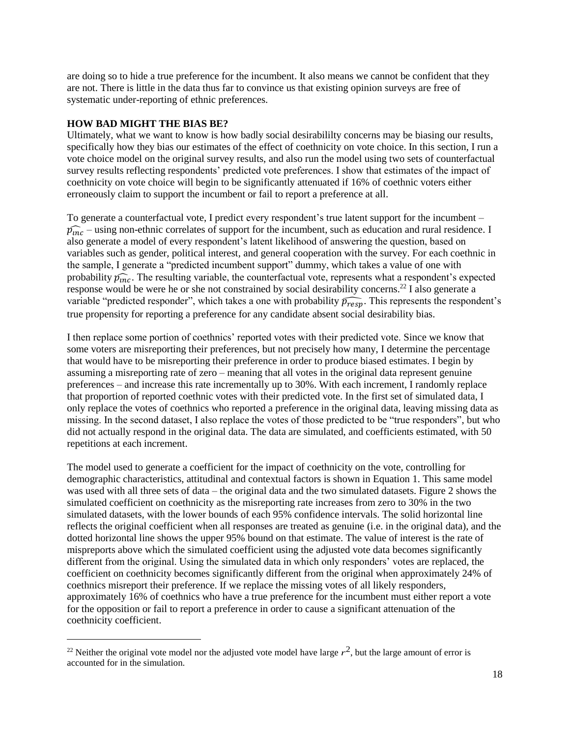are doing so to hide a true preference for the incumbent. It also means we cannot be confident that they are not. There is little in the data thus far to convince us that existing opinion surveys are free of systematic under-reporting of ethnic preferences.

**HOW BAD MIGHT THE BIAS BE?**

Ultimately, what we want to know is how badly social desirabililty concerns may be biasing our results, specifically how they bias our estimates of the effect of coethnicity on vote choice. In this section, I run a vote choice model on the original survey results, and also run the model using two sets of counterfactual survey results reflecting respondents' predicted vote preferences. I show that estimates of the impact of coethnicity on vote choice will begin to be significantly attenuated if 16% of coethnic voters either erroneously claim to support the incumbent or fail to report a preference at all.

To generate a counterfactual vote, I predict every respondent's true latent support for the incumbent – $\widehat{p_{inc}}$ – using non-ethnic correlates of support for the incumbent, such as education and rural residence. I also generate a model of every respondent's latent likelihood of answering the question, based on variables such as gender, political interest, and general cooperation with the survey. For each coethnic in the sample, I generate a "predicted incumbent support" dummy, which takes a value of one with probability $\widehat{p_{inc}}$. The resulting variable, the counterfactual vote, represents what a respondent's expected response would be were he or she not constrained by social desirability concerns.[22] I also generate a variable "predicted responder", which takes a one with probability $\widehat{p_{resp}}$. This represents the respondent's true propensity for reporting a preference for any candidate absent social desirability bias.

I then replace some portion of coethnics' reported votes with their predicted vote. Since we know that some voters are misreporting their preferences, but not precisely how many, I determine the percentage that would have to be misreporting their preference in order to produce biased estimates. I begin by assuming a misreporting rate of zero – meaning that all votes in the original data represent genuine preferences – and increase this rate incrementally up to 30%. With each increment, I randomly replace that proportion of reported coethnic votes with their predicted vote. In the first set of simulated data, I only replace the votes of coethnics who reported a preference in the original data, leaving missing data as missing. In the second dataset, I also replace the votes of those predicted to be "true responders", but who did not actually respond in the original data. The data are simulated, and coefficients estimated, with 50 repetitions at each increment.

The model used to generate a coefficient for the impact of coethnicity on the vote, controlling for demographic characteristics, attitudinal and contextual factors is shown in Equation 1. This same model was used with all three sets of data – the original data and the two simulated datasets. Figure 2 shows the simulated coefficient on coethnicity as the misreporting rate increases from zero to 30% in the two simulated datasets, with the lower bounds of each 95% confidence intervals. The solid horizontal line reflects the original coefficient when all responses are treated as genuine (i.e. in the original data), and the dotted horizontal line shows the upper 95% bound on that estimate. The value of interest is the rate of mispreports above which the simulated coefficient using the adjusted vote data becomes significantly different from the original. Using the simulated data in which only responders' votes are replaced, the coefficient on coethnicity becomes significantly different from the original when approximately 24% of coethnics misreport their preference. If we replace the missing votes of all likely responders, approximately 16% of coethnics who have a true preference for the incumbent must either report a vote for the opposition or fail to report a preference in order to cause a significant attenuation of the coethnicity coefficient.

[22] Neither the original vote model nor the adjusted vote model have large $r^2$, but the large amount of error is accounted for in the simulation.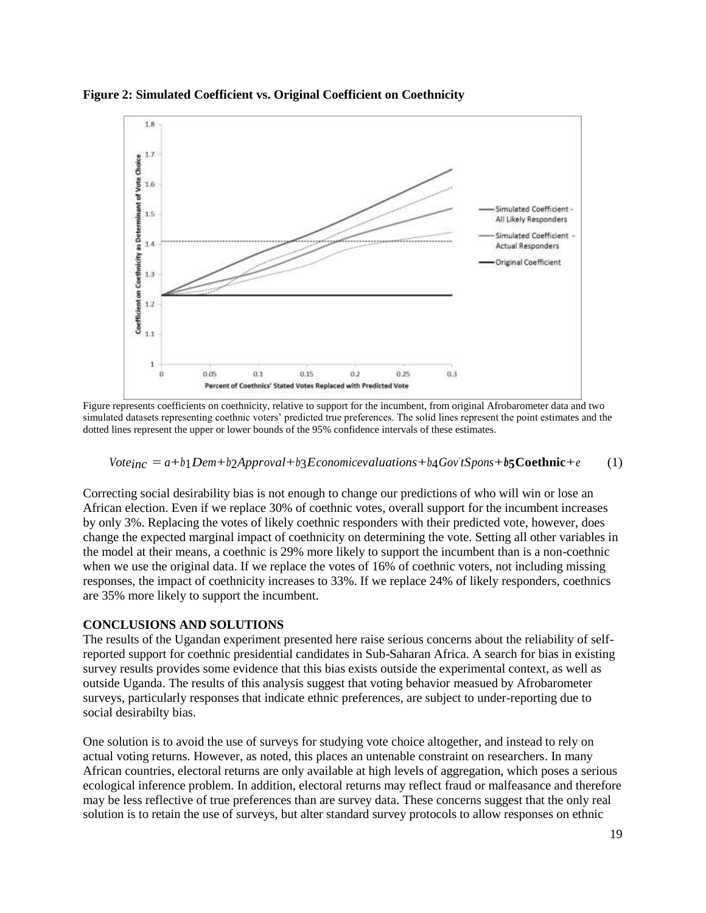**Figure 2: Simulated Coefficient vs. Original Coefficient on Coethnicity**

Figure represents coefficients on coethnicity, relative to support for the incumbent, from original Afrobarometer data and two simulated datasets representing coethnic voters' predicted true preferences. The solid lines represent the point estimates and the dotted lines represent the upper or lower bounds of the 95% confidence intervals of these estimates.

$$Vote_{inc} = a + b_1 Dem + b_2 Approval + b_3 Economicevaluations + b_4 Gov'tSpons + \mathbf{b_5 Coethnic} + e \qquad (1)$$

Correcting social desirability bias is not enough to change our predictions of who will win or lose an African election. Even if we replace 30% of coethnic votes, overall support for the incumbent increases by only 3%. Replacing the votes of likely coethnic responders with their predicted vote, however, does change the expected marginal impact of coethnicity on determining the vote. Setting all other variables in the model at their means, a coethnic is 29% more likely to support the incumbent than is a non-coethnic when we use the original data. If we replace the votes of 16% of coethnic voters, not including missing responses, the impact of coethnicity increases to 33%. If we replace 24% of likely responders, coethnics are 35% more likely to support the incumbent.

**CONCLUSIONS AND SOLUTIONS**

The results of the Ugandan experiment presented here raise serious concerns about the reliability of self-reported support for coethnic presidential candidates in Sub-Saharan Africa. A search for bias in existing survey results provides some evidence that this bias exists outside the experimental context, as well as outside Uganda. The results of this analysis suggest that voting behavior measued by Afrobarometer surveys, particularly responses that indicate ethnic preferences, are subject to under-reporting due to social desirabilty bias.

One solution is to avoid the use of surveys for studying vote choice altogether, and instead to rely on actual voting returns. However, as noted, this places an untenable constraint on researchers. In many African countries, electoral returns are only available at high levels of aggregation, which poses a serious ecological inference problem. In addition, electoral returns may reflect fraud or malfeasance and therefore may be less reflective of true preferences than are survey data. These concerns suggest that the only real solution is to retain the use of surveys, but alter standard survey protocols to allow responses on ethnic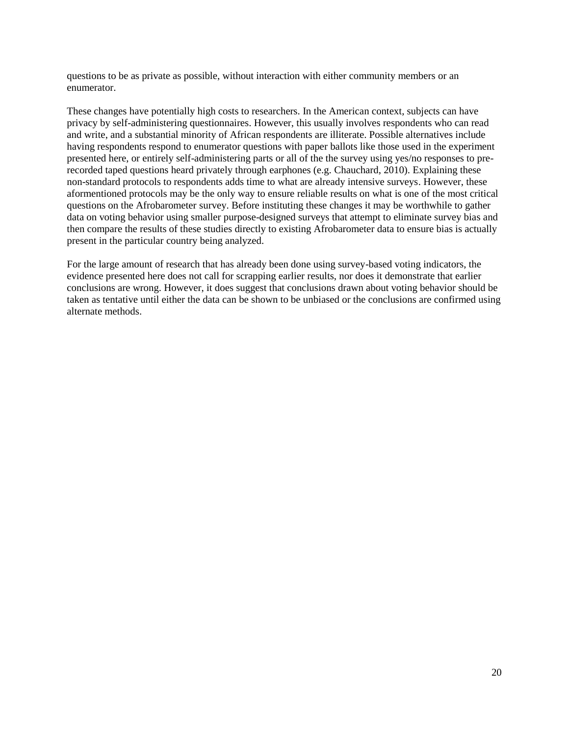questions to be as private as possible, without interaction with either community members or an enumerator.

These changes have potentially high costs to researchers. In the American context, subjects can have privacy by self-administering questionnaires. However, this usually involves respondents who can read and write, and a substantial minority of African respondents are illiterate. Possible alternatives include having respondents respond to enumerator questions with paper ballots like those used in the experiment presented here, or entirely self-administering parts or all of the the survey using yes/no responses to pre-recorded taped questions heard privately through earphones (e.g. Chauchard, 2010). Explaining these non-standard protocols to respondents adds time to what are already intensive surveys. However, these aformentioned protocols may be the only way to ensure reliable results on what is one of the most critical questions on the Afrobarometer survey. Before instituting these changes it may be worthwhile to gather data on voting behavior using smaller purpose-designed surveys that attempt to eliminate survey bias and then compare the results of these studies directly to existing Afrobarometer data to ensure bias is actually present in the particular country being analyzed.

For the large amount of research that has already been done using survey-based voting indicators, the evidence presented here does not call for scrapping earlier results, nor does it demonstrate that earlier conclusions are wrong. However, it does suggest that conclusions drawn about voting behavior should be taken as tentative until either the data can be shown to be unbiased or the conclusions are confirmed using alternate methods.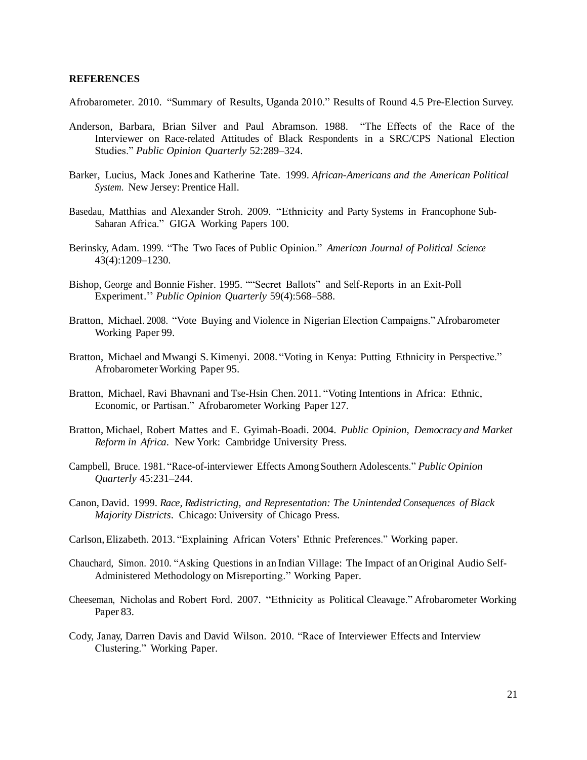**REFERENCES**

Afrobarometer. 2010. "Summary of Results, Uganda 2010." Results of Round 4.5 Pre-Election Survey.

Anderson, Barbara, Brian Silver and Paul Abramson. 1988. "The Effects of the Race of the Interviewer on Race-related Attitudes of Black Respondents in a SRC/CPS National Election Studies." *Public Opinion Quarterly* 52:289–324.

Barker, Lucius, Mack Jones and Katherine Tate. 1999. *African-Americans and the American Political System*. New Jersey: Prentice Hall.

Basedau, Matthias and Alexander Stroh. 2009. "Ethnicity and Party Systems in Francophone Sub-Saharan Africa." GIGA Working Papers 100.

Berinsky, Adam. 1999. "The Two Faces of Public Opinion." *American Journal of Political Science* 43(4):1209–1230.

Bishop, George and Bonnie Fisher. 1995. ""Secret Ballots" and Self-Reports in an Exit-Poll Experiment." *Public Opinion Quarterly* 59(4):568–588.

Bratton, Michael. 2008. "Vote Buying and Violence in Nigerian Election Campaigns." Afrobarometer Working Paper 99.

Bratton, Michael and Mwangi S. Kimenyi. 2008. "Voting in Kenya: Putting Ethnicity in Perspective." Afrobarometer Working Paper 95.

Bratton, Michael, Ravi Bhavnani and Tse-Hsin Chen. 2011. "Voting Intentions in Africa: Ethnic, Economic, or Partisan." Afrobarometer Working Paper 127.

Bratton, Michael, Robert Mattes and E. Gyimah-Boadi. 2004. *Public Opinion, Democracy and Market Reform in Africa*. New York: Cambridge University Press.

Campbell, Bruce. 1981. "Race-of-interviewer Effects Among Southern Adolescents." *Public Opinion Quarterly* 45:231–244.

Canon, David. 1999. *Race, Redistricting, and Representation: The Unintended Consequences of Black Majority Districts*. Chicago: University of Chicago Press.

Carlson, Elizabeth. 2013. "Explaining African Voters' Ethnic Preferences." Working paper.

Chauchard, Simon. 2010. "Asking Questions in an Indian Village: The Impact of an Original Audio Self-Administered Methodology on Misreporting." Working Paper.

Cheeseman, Nicholas and Robert Ford. 2007. "Ethnicity as Political Cleavage." Afrobarometer Working Paper 83.

Cody, Janay, Darren Davis and David Wilson. 2010. "Race of Interviewer Effects and Interview Clustering." Working Paper.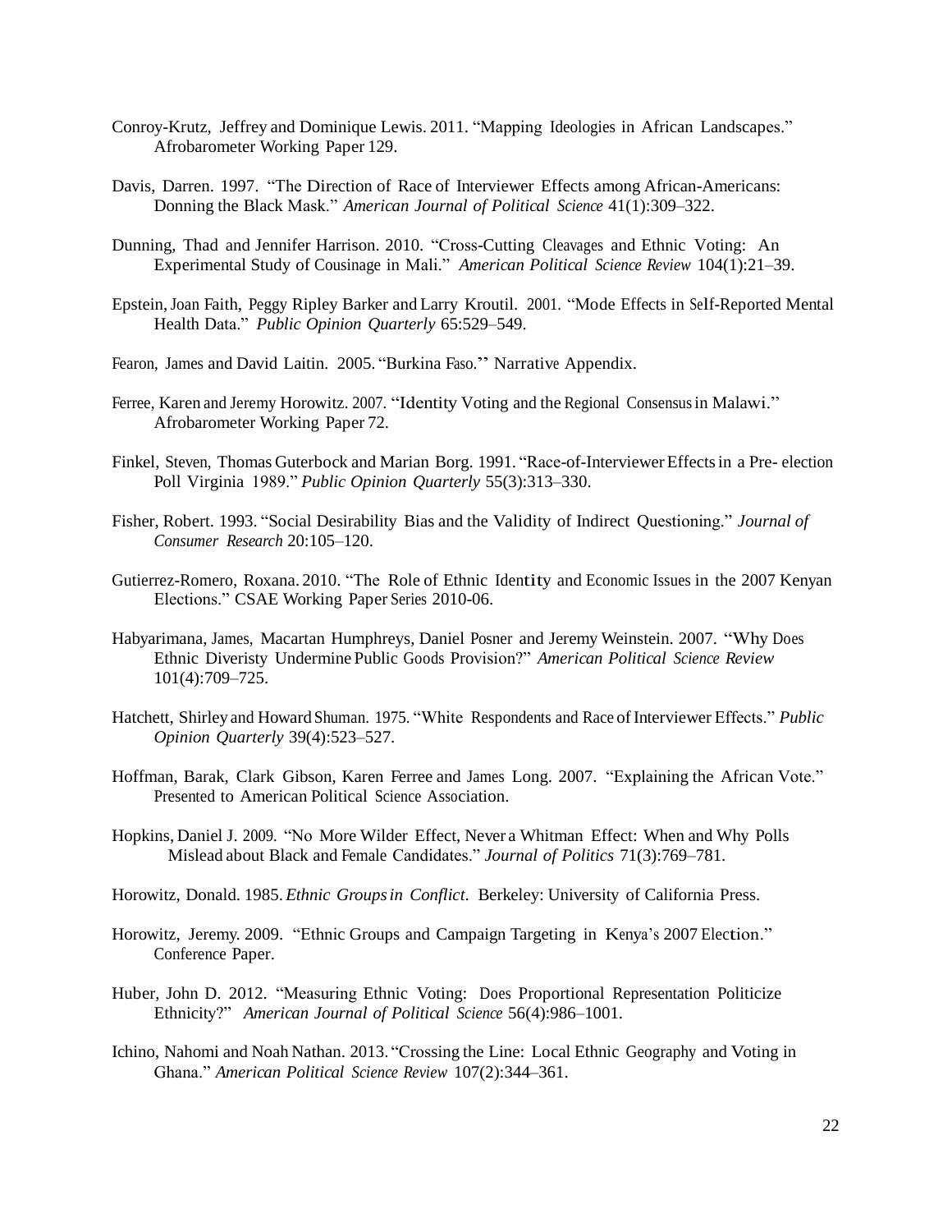Conroy-Krutz, Jeffrey and Dominique Lewis. 2011. "Mapping Ideologies in African Landscapes." Afrobarometer Working Paper 129.

Davis, Darren. 1997. "The Direction of Race of Interviewer Effects among African-Americans: Donning the Black Mask." *American Journal of Political Science* 41(1):309–322.

Dunning, Thad and Jennifer Harrison. 2010. "Cross-Cutting Cleavages and Ethnic Voting: An Experimental Study of Cousinage in Mali." *American Political Science Review* 104(1):21–39.

Epstein, Joan Faith, Peggy Ripley Barker and Larry Kroutil. 2001. "Mode Effects in Self-Reported Mental Health Data." *Public Opinion Quarterly* 65:529–549.

Fearon, James and David Laitin. 2005. "Burkina Faso." Narrative Appendix.

Ferree, Karen and Jeremy Horowitz. 2007. "Identity Voting and the Regional Consensus in Malawi." Afrobarometer Working Paper 72.

Finkel, Steven, Thomas Guterbock and Marian Borg. 1991. "Race-of-Interviewer Effects in a Pre- election Poll Virginia 1989." *Public Opinion Quarterly* 55(3):313–330.

Fisher, Robert. 1993. "Social Desirability Bias and the Validity of Indirect Questioning." *Journal of Consumer Research* 20:105–120.

Gutierrez-Romero, Roxana. 2010. "The Role of Ethnic Identity and Economic Issues in the 2007 Kenyan Elections." CSAE Working Paper Series 2010-06.

Habyarimana, James, Macartan Humphreys, Daniel Posner and Jeremy Weinstein. 2007. "Why Does Ethnic Diveristy Undermine Public Goods Provision?" *American Political Science Review* 101(4):709–725.

Hatchett, Shirley and Howard Shuman. 1975. "White Respondents and Race of Interviewer Effects." *Public Opinion Quarterly* 39(4):523–527.

Hoffman, Barak, Clark Gibson, Karen Ferree and James Long. 2007. "Explaining the African Vote." Presented to American Political Science Association.

Hopkins, Daniel J. 2009. "No More Wilder Effect, Never a Whitman Effect: When and Why Polls Mislead about Black and Female Candidates." *Journal of Politics* 71(3):769–781.

Horowitz, Donald. 1985. *Ethnic Groups in Conflict*. Berkeley: University of California Press.

Horowitz, Jeremy. 2009. "Ethnic Groups and Campaign Targeting in Kenya's 2007 Election." Conference Paper.

Huber, John D. 2012. "Measuring Ethnic Voting: Does Proportional Representation Politicize Ethnicity?" *American Journal of Political Science* 56(4):986–1001.

Ichino, Nahomi and Noah Nathan. 2013. "Crossing the Line: Local Ethnic Geography and Voting in Ghana." *American Political Science Review* 107(2):344–361.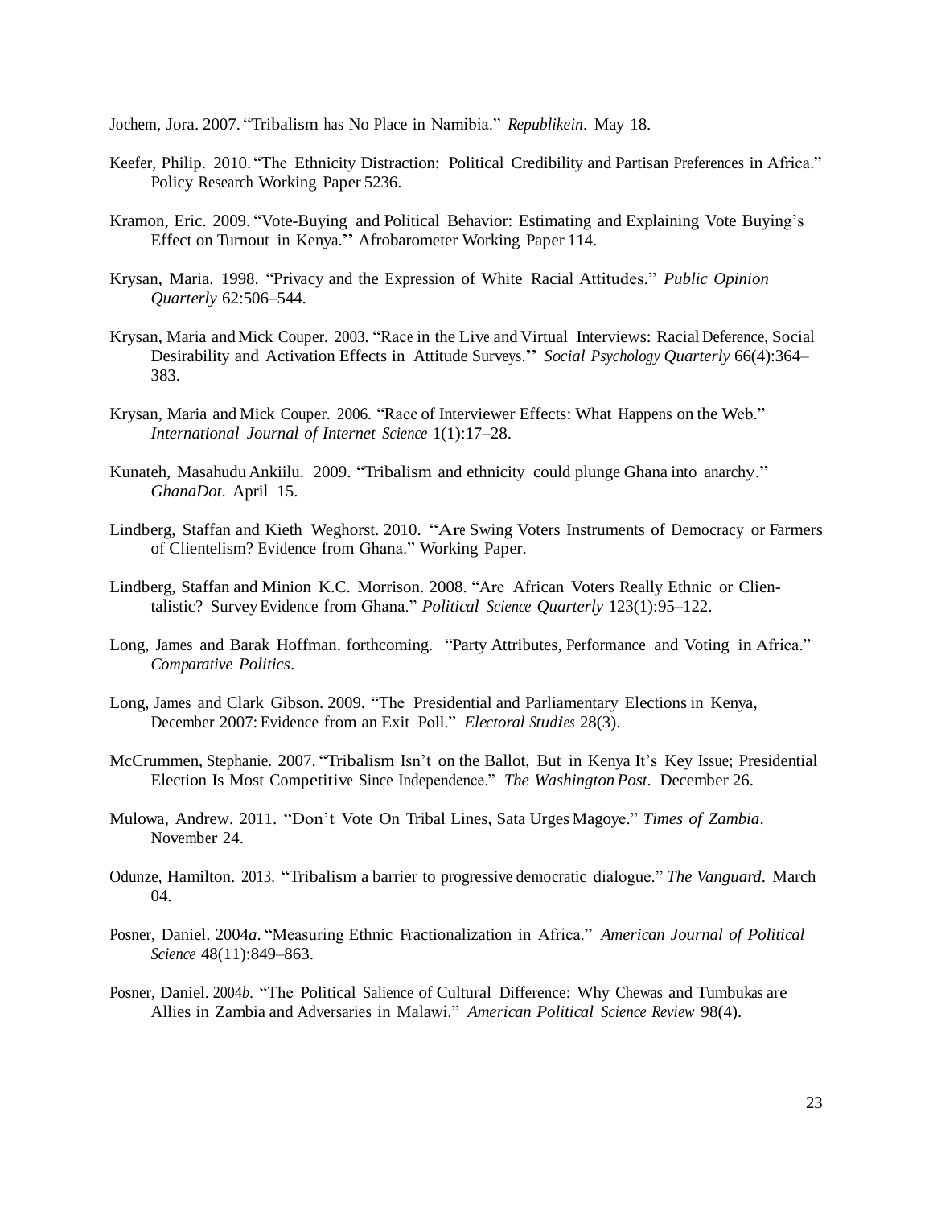Jochem, Jora. 2007. "Tribalism has No Place in Namibia." *Republikein*. May 18.

Keefer, Philip. 2010. "The Ethnicity Distraction: Political Credibility and Partisan Preferences in Africa." Policy Research Working Paper 5236.

Kramon, Eric. 2009. "Vote-Buying and Political Behavior: Estimating and Explaining Vote Buying's Effect on Turnout in Kenya." Afrobarometer Working Paper 114.

Krysan, Maria. 1998. "Privacy and the Expression of White Racial Attitudes." *Public Opinion Quarterly* 62:506–544.

Krysan, Maria and Mick Couper. 2003. "Race in the Live and Virtual Interviews: Racial Deference, Social Desirability and Activation Effects in Attitude Surveys." *Social Psychology Quarterly* 66(4):364–383.

Krysan, Maria and Mick Couper. 2006. "Race of Interviewer Effects: What Happens on the Web." *International Journal of Internet Science* 1(1):17–28.

Kunateh, Masahudu Ankiilu. 2009. "Tribalism and ethnicity could plunge Ghana into anarchy." *GhanaDot*. April 15.

Lindberg, Staffan and Kieth Weghorst. 2010. "Are Swing Voters Instruments of Democracy or Farmers of Clientelism? Evidence from Ghana." Working Paper.

Lindberg, Staffan and Minion K.C. Morrison. 2008. "Are African Voters Really Ethnic or Clientalistic? Survey Evidence from Ghana." *Political Science Quarterly* 123(1):95–122.

Long, James and Barak Hoffman. forthcoming. "Party Attributes, Performance and Voting in Africa." *Comparative Politics*.

Long, James and Clark Gibson. 2009. "The Presidential and Parliamentary Elections in Kenya, December 2007: Evidence from an Exit Poll." *Electoral Studies* 28(3).

McCrummen, Stephanie. 2007. "Tribalism Isn't on the Ballot, But in Kenya It's Key Issue; Presidential Election Is Most Competitive Since Independence." *The Washington Post*. December 26.

Mulowa, Andrew. 2011. "Don't Vote On Tribal Lines, Sata Urges Magoye." *Times of Zambia*. November 24.

Odunze, Hamilton. 2013. "Tribalism a barrier to progressive democratic dialogue." *The Vanguard*. March 04.

Posner, Daniel. 2004*a*. "Measuring Ethnic Fractionalization in Africa." *American Journal of Political Science* 48(11):849–863.

Posner, Daniel. 2004*b*. "The Political Salience of Cultural Difference: Why Chewas and Tumbukas are Allies in Zambia and Adversaries in Malawi." *American Political Science Review* 98(4).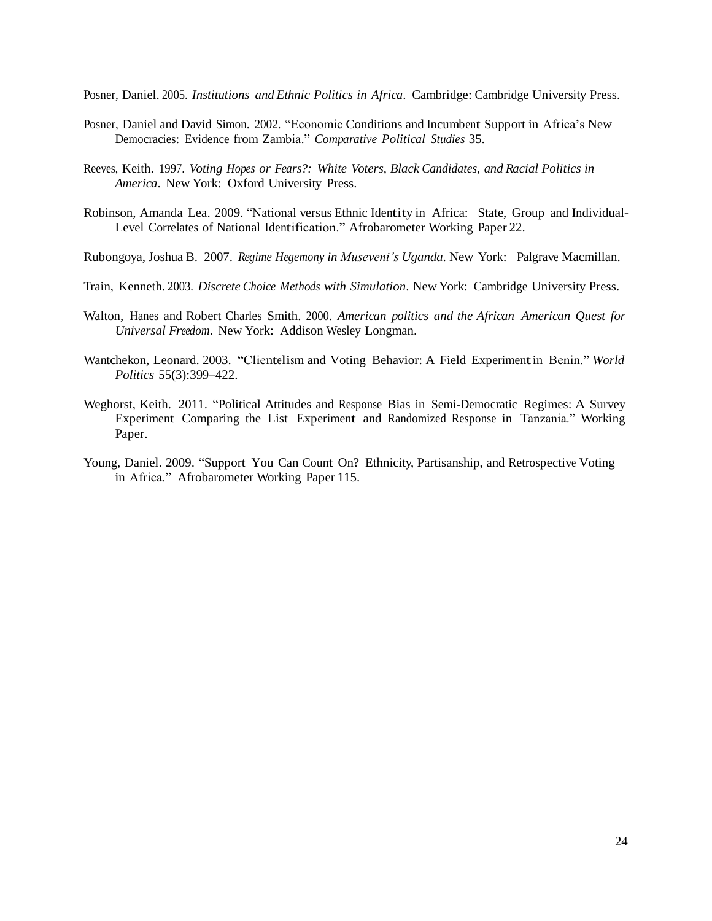Posner, Daniel. 2005. *Institutions and Ethnic Politics in Africa*. Cambridge: Cambridge University Press.

Posner, Daniel and David Simon. 2002. "Economic Conditions and Incumbent Support in Africa's New Democracies: Evidence from Zambia." *Comparative Political Studies* 35.

Reeves, Keith. 1997. *Voting Hopes or Fears?: White Voters, Black Candidates, and Racial Politics in America*. New York: Oxford University Press.

Robinson, Amanda Lea. 2009. "National versus Ethnic Identity in Africa: State, Group and Individual-Level Correlates of National Identification." Afrobarometer Working Paper 22.

Rubongoya, Joshua B. 2007. *Regime Hegemony in Museveni's Uganda*. New York: Palgrave Macmillan.

Train, Kenneth. 2003. *Discrete Choice Methods with Simulation*. New York: Cambridge University Press.

Walton, Hanes and Robert Charles Smith. 2000. *American politics and the African American Quest for Universal Freedom*. New York: Addison Wesley Longman.

Wantchekon, Leonard. 2003. "Clientelism and Voting Behavior: A Field Experiment in Benin." *World Politics* 55(3):399–422.

Weghorst, Keith. 2011. "Political Attitudes and Response Bias in Semi-Democratic Regimes: A Survey Experiment Comparing the List Experiment and Randomized Response in Tanzania." Working Paper.

Young, Daniel. 2009. "Support You Can Count On? Ethnicity, Partisanship, and Retrospective Voting in Africa." Afrobarometer Working Paper 115.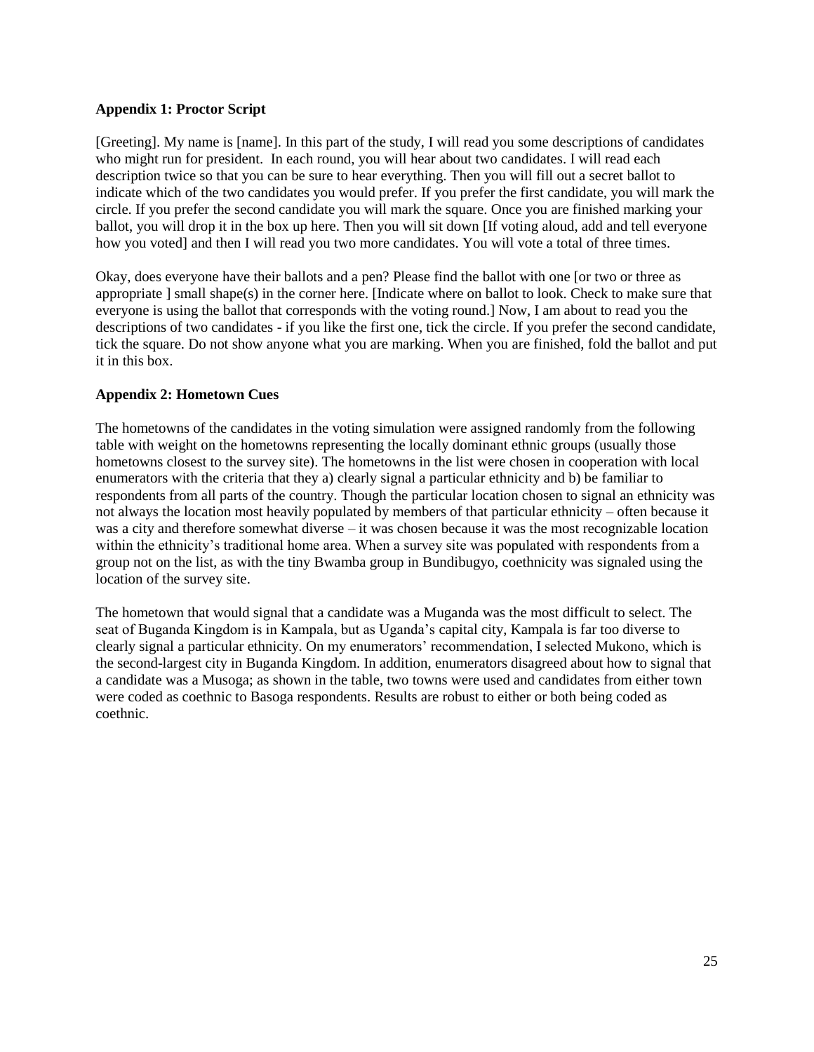**Appendix 1: Proctor Script**

[Greeting]. My name is [name]. In this part of the study, I will read you some descriptions of candidates who might run for president. In each round, you will hear about two candidates. I will read each description twice so that you can be sure to hear everything. Then you will fill out a secret ballot to indicate which of the two candidates you would prefer. If you prefer the first candidate, you will mark the circle. If you prefer the second candidate you will mark the square. Once you are finished marking your ballot, you will drop it in the box up here. Then you will sit down [If voting aloud, add and tell everyone how you voted] and then I will read you two more candidates. You will vote a total of three times.

Okay, does everyone have their ballots and a pen? Please find the ballot with one [or two or three as appropriate ] small shape(s) in the corner here. [Indicate where on ballot to look. Check to make sure that everyone is using the ballot that corresponds with the voting round.] Now, I am about to read you the descriptions of two candidates - if you like the first one, tick the circle. If you prefer the second candidate, tick the square. Do not show anyone what you are marking. When you are finished, fold the ballot and put it in this box.

**Appendix 2: Hometown Cues**

The hometowns of the candidates in the voting simulation were assigned randomly from the following table with weight on the hometowns representing the locally dominant ethnic groups (usually those hometowns closest to the survey site). The hometowns in the list were chosen in cooperation with local enumerators with the criteria that they a) clearly signal a particular ethnicity and b) be familiar to respondents from all parts of the country. Though the particular location chosen to signal an ethnicity was not always the location most heavily populated by members of that particular ethnicity – often because it was a city and therefore somewhat diverse – it was chosen because it was the most recognizable location within the ethnicity's traditional home area. When a survey site was populated with respondents from a group not on the list, as with the tiny Bwamba group in Bundibugyo, coethnicity was signaled using the location of the survey site.

The hometown that would signal that a candidate was a Muganda was the most difficult to select. The seat of Buganda Kingdom is in Kampala, but as Uganda's capital city, Kampala is far too diverse to clearly signal a particular ethnicity. On my enumerators' recommendation, I selected Mukono, which is the second-largest city in Buganda Kingdom. In addition, enumerators disagreed about how to signal that a candidate was a Musoga; as shown in the table, two towns were used and candidates from either town were coded as coethnic to Basoga respondents. Results are robust to either or both being coded as coethnic.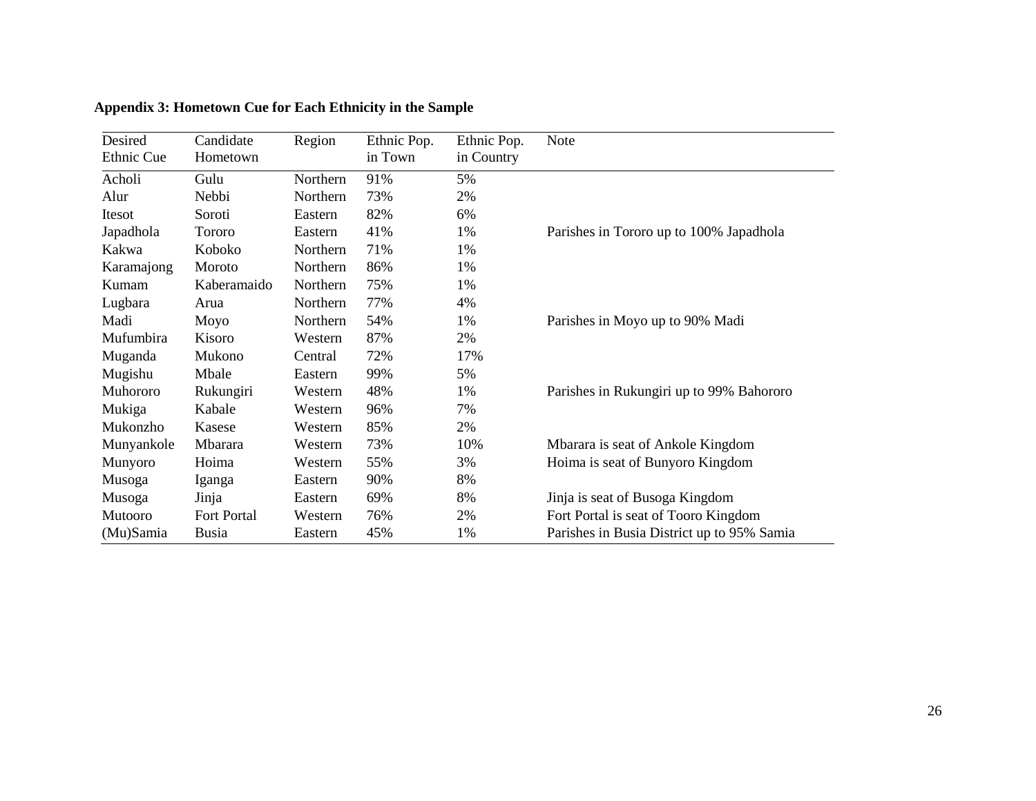**Appendix 3: Hometown Cue for Each Ethnicity in the Sample**

| Desired Ethnic Cue | Candidate Hometown | Region | Ethnic Pop. in Town | Ethnic Pop. in Country | Note |
|---|---|---|---|---|---|
| Acholi | Gulu | Northern | 91% | 5% | |
| Alur | Nebbi | Northern | 73% | 2% | |
| Itesot | Soroti | Eastern | 82% | 6% | |
| Japadhola | Tororo | Eastern | 41% | 1% | Parishes in Tororo up to 100% Japadhola |
| Kakwa | Koboko | Northern | 71% | 1% | |
| Karamajong | Moroto | Northern | 86% | 1% | |
| Kumam | Kaberamaido | Northern | 75% | 1% | |
| Lugbara | Arua | Northern | 77% | 4% | |
| Madi | Moyo | Northern | 54% | 1% | Parishes in Moyo up to 90% Madi |
| Mufumbira | Kisoro | Western | 87% | 2% | |
| Muganda | Mukono | Central | 72% | 17% | |
| Mugishu | Mbale | Eastern | 99% | 5% | |
| Muhororo | Rukungiri | Western | 48% | 1% | Parishes in Rukungiri up to 99% Bahororo |
| Mukiga | Kabale | Western | 96% | 7% | |
| Mukonzho | Kasese | Western | 85% | 2% | |
| Munyankole | Mbarara | Western | 73% | 10% | Mbarara is seat of Ankole Kingdom |
| Munyoro | Hoima | Western | 55% | 3% | Hoima is seat of Bunyoro Kingdom |
| Musoga | Iganga | Eastern | 90% | 8% | |
| Musoga | Jinja | Eastern | 69% | 8% | Jinja is seat of Busoga Kingdom |
| Mutooro | Fort Portal | Western | 76% | 2% | Fort Portal is seat of Tooro Kingdom |
| (Mu)Samia | Busia | Eastern | 45% | 1% | Parishes in Busia District up to 95% Samia |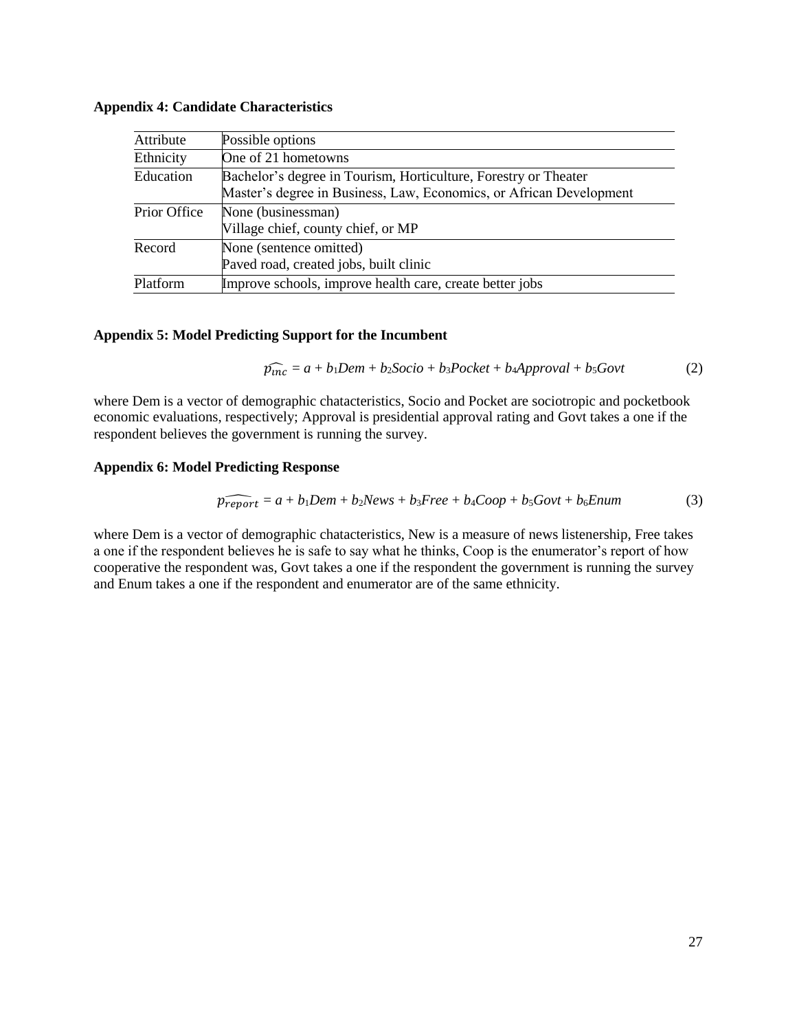**Appendix 4: Candidate Characteristics**

| Attribute | Possible options |
|---|---|
| Ethnicity | One of 21 hometowns |
| Education | Bachelor's degree in Tourism, Horticulture, Forestry or Theater<br>Master's degree in Business, Law, Economics, or African Development |
| Prior Office | None (businessman)<br>Village chief, county chief, or MP |
| Record | None (sentence omitted)<br>Paved road, created jobs, built clinic |
| Platform | Improve schools, improve health care, create better jobs |

**Appendix 5: Model Predicting Support for the Incumbent**

$$\widehat{p_{inc}} = a + b_1 Dem + b_2 Socio + b_3 Pocket + b_4 Approval + b_5 Govt \quad (2)$$

where Dem is a vector of demographic chatacteristics, Socio and Pocket are sociotropic and pocketbook economic evaluations, respectively; Approval is presidential approval rating and Govt takes a one if the respondent believes the government is running the survey.

**Appendix 6: Model Predicting Response**

$$\widehat{p_{report}} = a + b_1 Dem + b_2 News + b_3 Free + b_4 Coop + b_5 Govt + b_6 Enum \quad (3)$$

where Dem is a vector of demographic chatacteristics, New is a measure of news listenership, Free takes a one if the respondent believes he is safe to say what he thinks, Coop is the enumerator's report of how cooperative the respondent was, Govt takes a one if the respondent the government is running the survey and Enum takes a one if the respondent and enumerator are of the same ethnicity.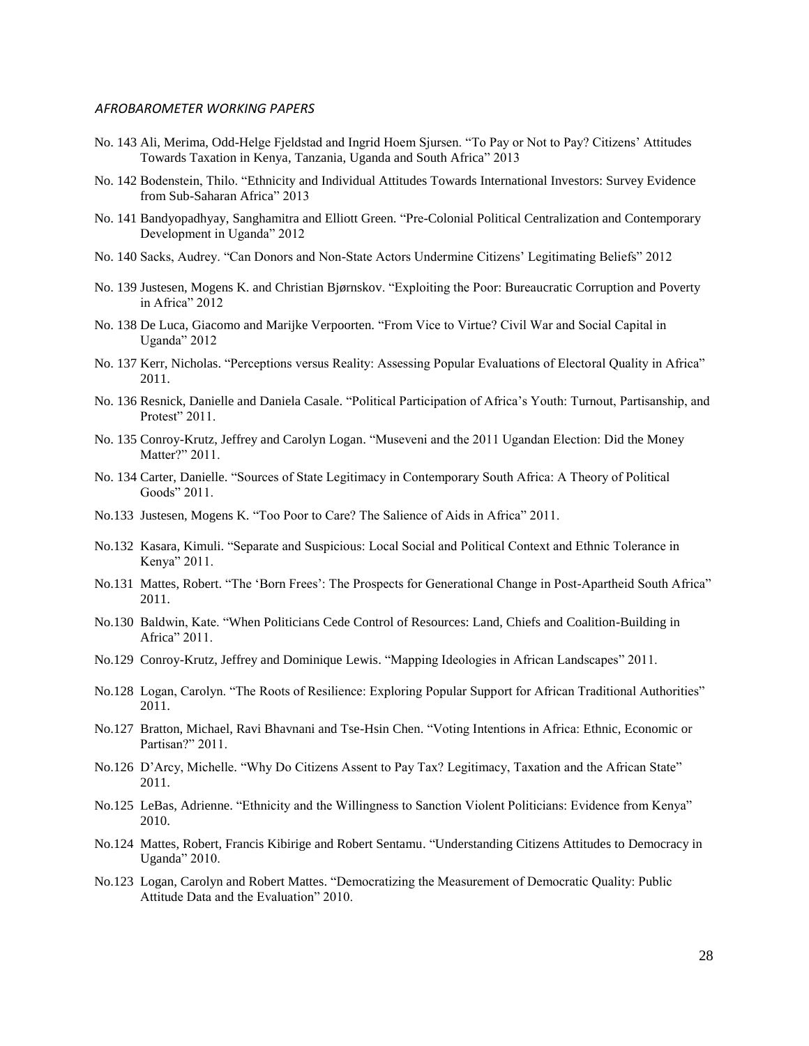*AFROBAROMETER WORKING PAPERS*

No. 143 Ali, Merima, Odd-Helge Fjeldstad and Ingrid Hoem Sjursen. "To Pay or Not to Pay? Citizens' Attitudes Towards Taxation in Kenya, Tanzania, Uganda and South Africa" 2013

No. 142 Bodenstein, Thilo. "Ethnicity and Individual Attitudes Towards International Investors: Survey Evidence from Sub-Saharan Africa" 2013

No. 141 Bandyopadhyay, Sanghamitra and Elliott Green. "Pre-Colonial Political Centralization and Contemporary Development in Uganda" 2012

No. 140 Sacks, Audrey. "Can Donors and Non-State Actors Undermine Citizens' Legitimating Beliefs" 2012

No. 139 Justesen, Mogens K. and Christian Bjørnskov. "Exploiting the Poor: Bureaucratic Corruption and Poverty in Africa" 2012

No. 138 De Luca, Giacomo and Marijke Verpoorten. "From Vice to Virtue? Civil War and Social Capital in Uganda" 2012

No. 137 Kerr, Nicholas. "Perceptions versus Reality: Assessing Popular Evaluations of Electoral Quality in Africa" 2011.

No. 136 Resnick, Danielle and Daniela Casale. "Political Participation of Africa's Youth: Turnout, Partisanship, and Protest" 2011.

No. 135 Conroy-Krutz, Jeffrey and Carolyn Logan. "Museveni and the 2011 Ugandan Election: Did the Money Matter?" 2011.

No. 134 Carter, Danielle. "Sources of State Legitimacy in Contemporary South Africa: A Theory of Political Goods" 2011.

No.133 Justesen, Mogens K. "Too Poor to Care? The Salience of Aids in Africa" 2011.

No.132 Kasara, Kimuli. "Separate and Suspicious: Local Social and Political Context and Ethnic Tolerance in Kenya" 2011.

No.131 Mattes, Robert. "The 'Born Frees': The Prospects for Generational Change in Post-Apartheid South Africa" 2011.

No.130 Baldwin, Kate. "When Politicians Cede Control of Resources: Land, Chiefs and Coalition-Building in Africa" 2011.

No.129 Conroy-Krutz, Jeffrey and Dominique Lewis. "Mapping Ideologies in African Landscapes" 2011.

No.128 Logan, Carolyn. "The Roots of Resilience: Exploring Popular Support for African Traditional Authorities" 2011.

No.127 Bratton, Michael, Ravi Bhavnani and Tse-Hsin Chen. "Voting Intentions in Africa: Ethnic, Economic or Partisan?" 2011.

No.126 D'Arcy, Michelle. "Why Do Citizens Assent to Pay Tax? Legitimacy, Taxation and the African State" 2011.

No.125 LeBas, Adrienne. "Ethnicity and the Willingness to Sanction Violent Politicians: Evidence from Kenya" 2010.

No.124 Mattes, Robert, Francis Kibirige and Robert Sentamu. "Understanding Citizens Attitudes to Democracy in Uganda" 2010.

No.123 Logan, Carolyn and Robert Mattes. "Democratizing the Measurement of Democratic Quality: Public Attitude Data and the Evaluation" 2010.